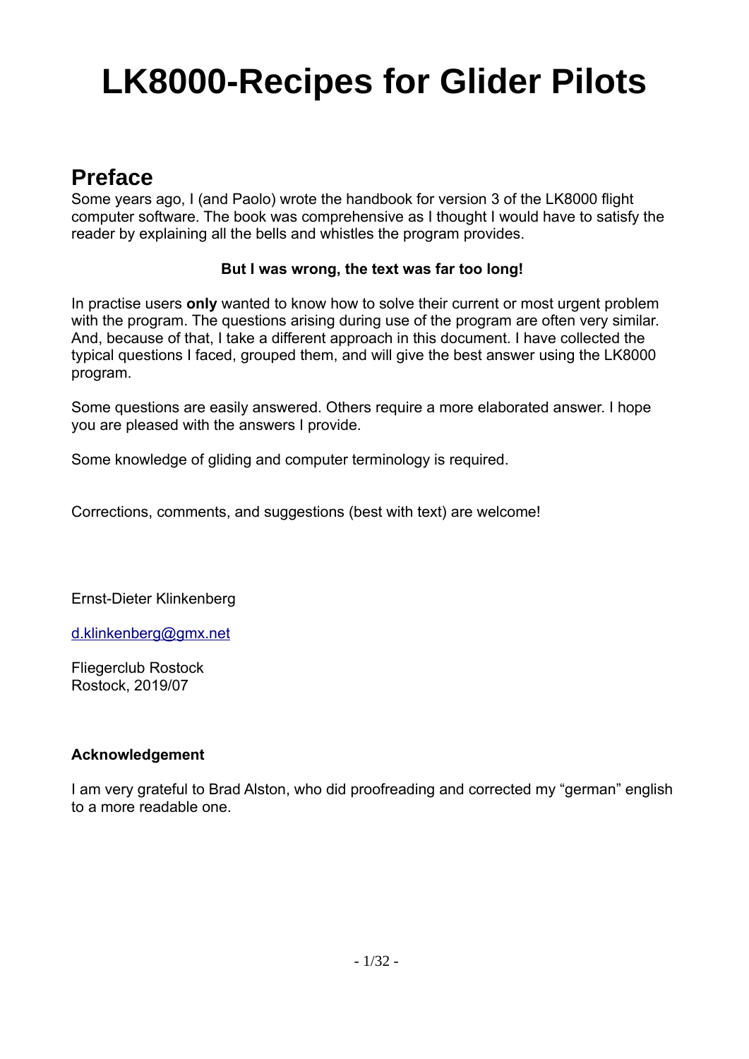# LK8000-Recipes for Glider Pilots

## Preface

Some years ago, I (and Paolo) wrote the handbook for version 3 of the LK8000 flight computer software. The book was comprehensive as I thought I would have to satisfy the reader by explaining all the bells and whistles the program provides.

**But I was wrong, the text was far too long!**

In practise users **only** wanted to know how to solve their current or most urgent problem with the program. The questions arising during use of the program are often very similar. And, because of that, I take a different approach in this document. I have collected the typical questions I faced, grouped them, and will give the best answer using the LK8000 program.

Some questions are easily answered. Others require a more elaborated answer. I hope you are pleased with the answers I provide.

Some knowledge of gliding and computer terminology is required.

Corrections, comments, and suggestions (best with text) are welcome!

Ernst-Dieter Klinkenberg

d.klinkenberg@gmx.net

Fliegerclub Rostock
Rostock, 2019/07

**Acknowledgement**

I am very grateful to Brad Alston, who did proofreading and corrected my “german” english to a more readable one.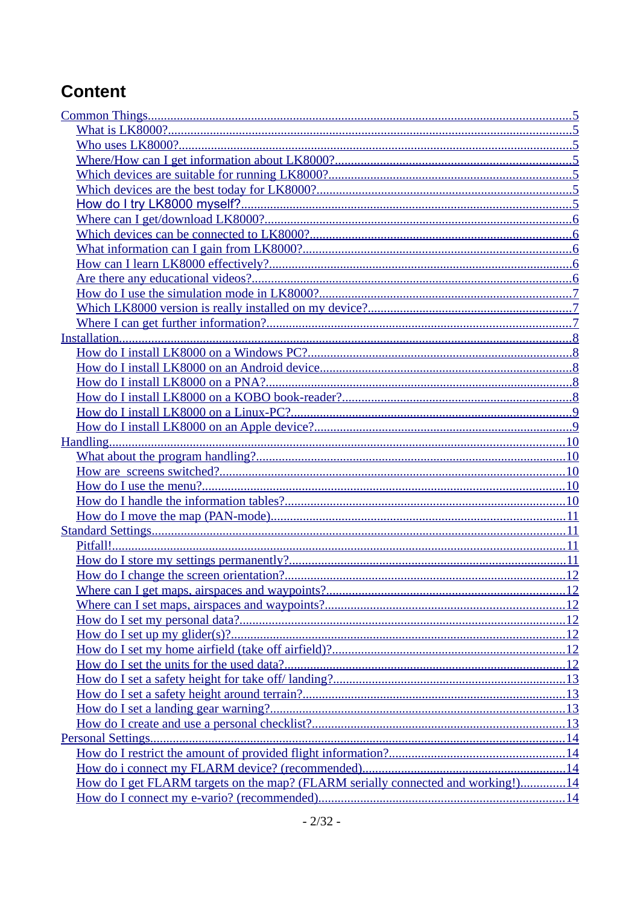# Content

- Common Things....5
  - What is LK8000?....5
  - Who uses LK8000?....5
  - Where/How can I get information about LK8000?....5
  - Which devices are suitable for running LK8000?....5
  - Which devices are the best today for LK8000?....5
  - How do I try LK8000 myself?....5
  - Where can I get/download LK8000?....6
  - Which devices can be connected to LK8000?....6
  - What information can I gain from LK8000?....6
  - How can I learn LK8000 effectively?....6
  - Are there any educational videos?....6
  - How do I use the simulation mode in LK8000?....7
  - Which LK8000 version is really installed on my device?....7
  - Where I can get further information?....7
- Installation....8
  - How do I install LK8000 on a Windows PC?....8
  - How do I install LK8000 on an Android device....8
  - How do I install LK8000 on a PNA?....8
  - How do I install LK8000 on a KOBO book-reader?....8
  - How do I install LK8000 on a Linux-PC?....9
  - How do I install LK8000 on an Apple device?....9
- Handling....10
  - What about the program handling?....10
  - How are  screens switched?....10
  - How do I use the menu?....10
  - How do I handle the information tables?....10
  - How do I move the map (PAN-mode)....11
- Standard Settings....11
  - Pitfall!....11
  - How do I store my settings permanently?....11
  - How do I change the screen orientation?....12
  - Where can I get maps, airspaces and waypoints?....12
  - Where can I set maps, airspaces and waypoints?....12
  - How do I set my personal data?....12
  - How do I set up my glider(s)?....12
  - How do I set my home airfield (take off airfield)?....12
  - How do I set the units for the used data?....12
  - How do I set a safety height for take off/ landing?....13
  - How do I set a safety height around terrain?....13
  - How do I set a landing gear warning?....13
  - How do I create and use a personal checklist?....13
- Personal Settings....14
  - How do I restrict the amount of provided flight information?....14
  - How do i connect my FLARM device? (recommended)....14
  - How do I get FLARM targets on the map? (FLARM serially connected and working!)....14
  - How do I connect my e-vario? (recommended)....14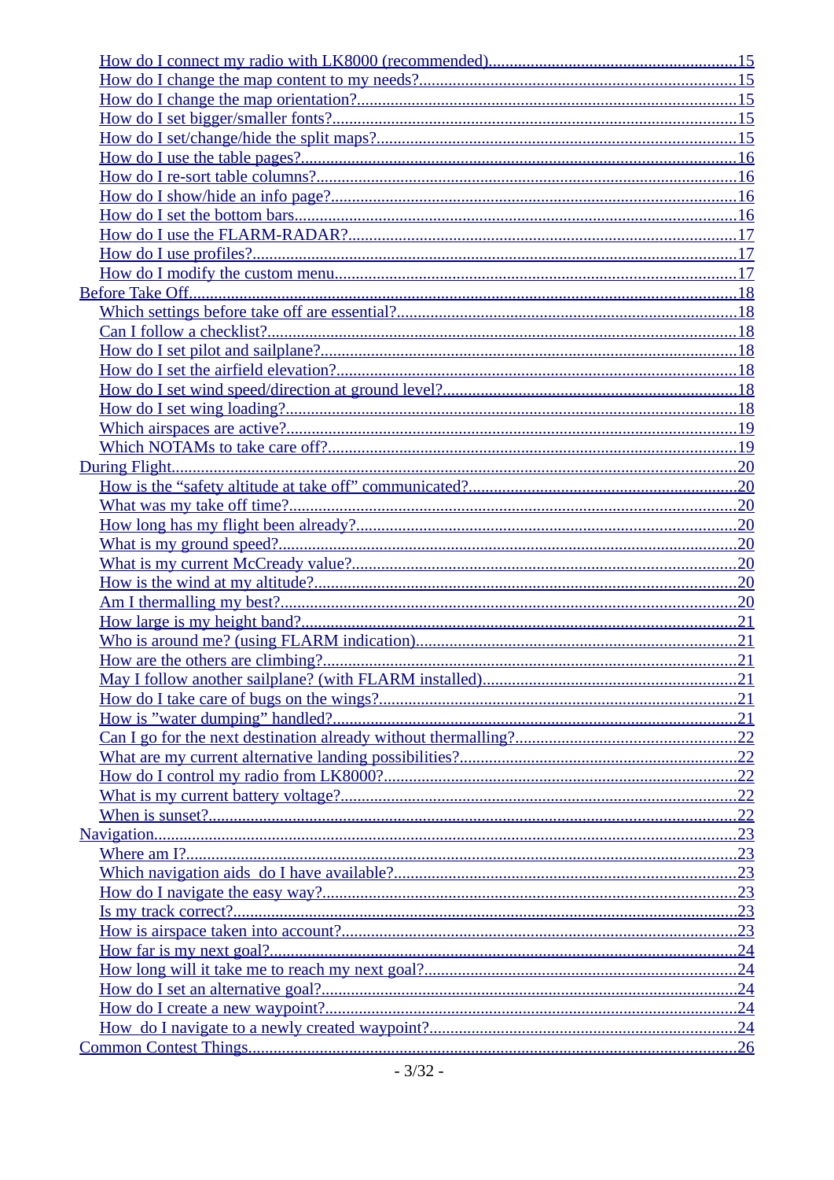- How do I connect my radio with LK8000 (recommended)....15
- How do I change the map content to my needs?....15
- How do I change the map orientation?....15
- How do I set bigger/smaller fonts?....15
- How do I set/change/hide the split maps?....15
- How do I use the table pages?....16
- How do I re-sort table columns?....16
- How do I show/hide an info page?....16
- How do I set the bottom bars....16
- How do I use the FLARM-RADAR?....17
- How do I use profiles?....17
- How do I modify the custom menu....17

Before Take Off....18

- Which settings before take off are essential?....18
- Can I follow a checklist?....18
- How do I set pilot and sailplane?....18
- How do I set the airfield elevation?....18
- How do I set wind speed/direction at ground level?....18
- How do I set wing loading?....18
- Which airspaces are active?....19
- Which NOTAMs to take care off?....19

During Flight....20

- How is the “safety altitude at take off” communicated?....20
- What was my take off time?....20
- How long has my flight been already?....20
- What is my ground speed?....20
- What is my current McCready value?....20
- How is the wind at my altitude?....20
- Am I thermalling my best?....20
- How large is my height band?....21
- Who is around me? (using FLARM indication)....21
- How are the others are climbing?....21
- May I follow another sailplane? (with FLARM installed)....21
- How do I take care of bugs on the wings?....21
- How is ”water dumping” handled?....21
- Can I go for the next destination already without thermalling?....22
- What are my current alternative landing possibilities?....22
- How do I control my radio from LK8000?....22
- What is my current battery voltage?....22
- When is sunset?....22

Navigation....23

- Where am I?....23
- Which navigation aids  do I have available?....23
- How do I navigate the easy way?....23
- Is my track correct?....23
- How is airspace taken into account?....23
- How far is my next goal?....24
- How long will it take me to reach my next goal?....24
- How do I set an alternative goal?....24
- How do I create a new waypoint?....24
- How  do I navigate to a newly created waypoint?....24

Common Contest Things....26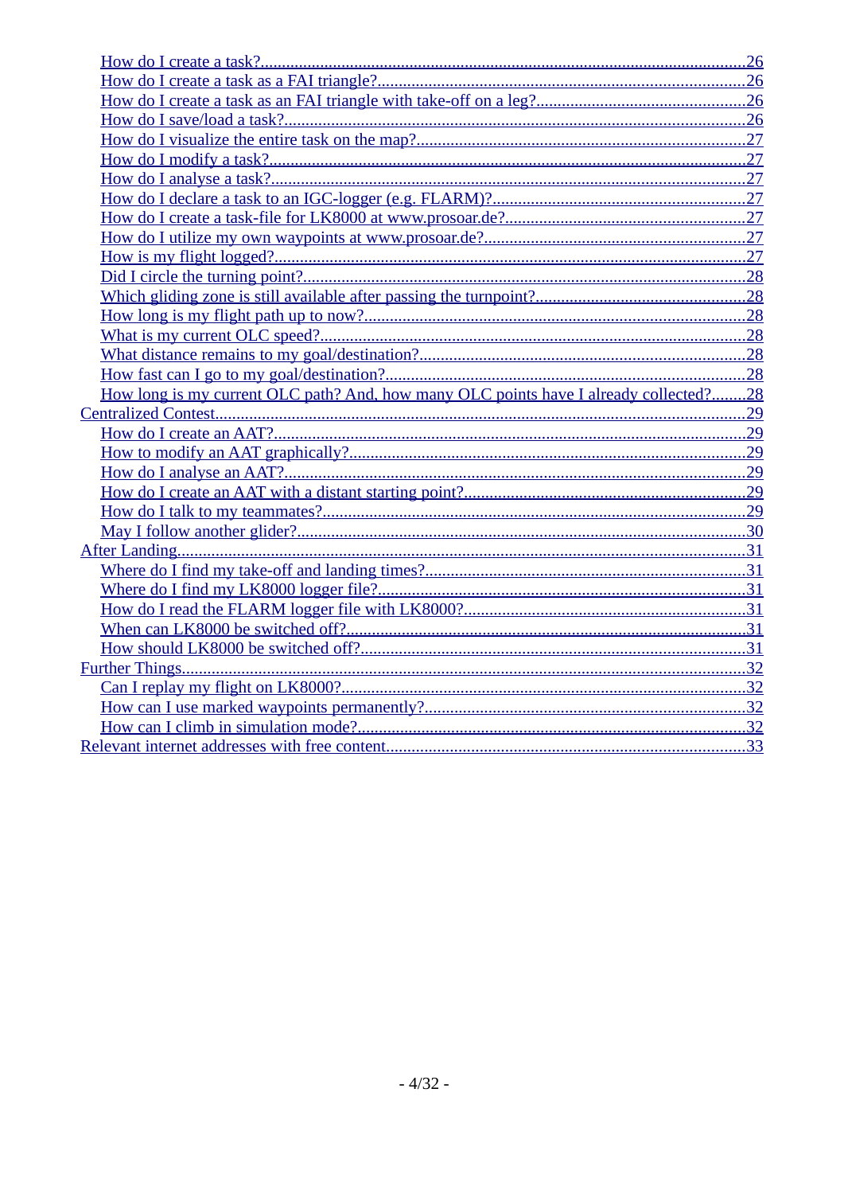- How do I create a task? .......... 26
- How do I create a task as a FAI triangle? .......... 26
- How do I create a task as an FAI triangle with take-off on a leg? .......... 26
- How do I save/load a task? .......... 26
- How do I visualize the entire task on the map? .......... 27
- How do I modify a task? .......... 27
- How do I analyse a task? .......... 27
- How do I declare a task to an IGC-logger (e.g. FLARM)? .......... 27
- How do I create a task-file for LK8000 at www.prosoar.de? .......... 27
- How do I utilize my own waypoints at www.prosoar.de? .......... 27
- How is my flight logged? .......... 27
- Did I circle the turning point? .......... 28
- Which gliding zone is still available after passing the turnpoint? .......... 28
- How long is my flight path up to now? .......... 28
- What is my current OLC speed? .......... 28
- What distance remains to my goal/destination? .......... 28
- How fast can I go to my goal/destination? .......... 28
- How long is my current OLC path? And, how many OLC points have I already collected? .......... 28

Centralized Contest .......... 29

- How do I create an AAT? .......... 29
- How to modify an AAT graphically? .......... 29
- How do I analyse an AAT? .......... 29
- How do I create an AAT with a distant starting point? .......... 29
- How do I talk to my teammates? .......... 29
- May I follow another glider? .......... 30

After Landing .......... 31

- Where do I find my take-off and landing times? .......... 31
- Where do I find my LK8000 logger file? .......... 31
- How do I read the FLARM logger file with LK8000? .......... 31
- When can LK8000 be switched off? .......... 31
- How should LK8000 be switched off? .......... 31

Further Things .......... 32

- Can I replay my flight on LK8000? .......... 32
- How can I use marked waypoints permanently? .......... 32
- How can I climb in simulation mode? .......... 32

Relevant internet addresses with free content .......... 33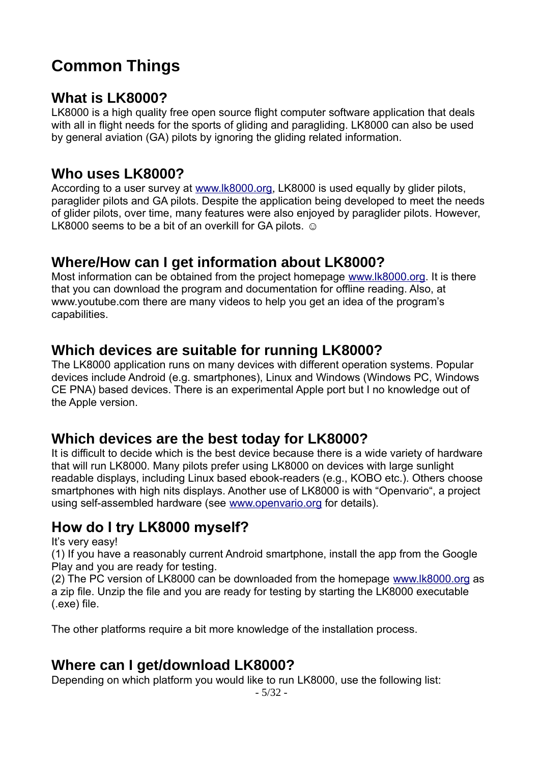# Common Things

## What is LK8000?

LK8000 is a high quality free open source flight computer software application that deals with all in flight needs for the sports of gliding and paragliding. LK8000 can also be used by general aviation (GA) pilots by ignoring the gliding related information.

## Who uses LK8000?

According to a user survey at www.lk8000.org, LK8000 is used equally by glider pilots, paraglider pilots and GA pilots. Despite the application being developed to meet the needs of glider pilots, over time, many features were also enjoyed by paraglider pilots. However, LK8000 seems to be a bit of an overkill for GA pilots. ☺

## Where/How can I get information about LK8000?

Most information can be obtained from the project homepage www.lk8000.org. It is there that you can download the program and documentation for offline reading. Also, at www.youtube.com there are many videos to help you get an idea of the program's capabilities.

## Which devices are suitable for running LK8000?

The LK8000 application runs on many devices with different operation systems. Popular devices include Android (e.g. smartphones), Linux and Windows (Windows PC, Windows CE PNA) based devices. There is an experimental Apple port but I no knowledge out of the Apple version.

## Which devices are the best today for LK8000?

It is difficult to decide which is the best device because there is a wide variety of hardware that will run LK8000. Many pilots prefer using LK8000 on devices with large sunlight readable displays, including Linux based ebook-readers (e.g., KOBO etc.). Others choose smartphones with high nits displays. Another use of LK8000 is with "Openvario", a project using self-assembled hardware (see www.openvario.org for details).

## How do I try LK8000 myself?

It's very easy!

(1) If you have a reasonably current Android smartphone, install the app from the Google Play and you are ready for testing.

(2) The PC version of LK8000 can be downloaded from the homepage www.lk8000.org as a zip file. Unzip the file and you are ready for testing by starting the LK8000 executable (.exe) file.

The other platforms require a bit more knowledge of the installation process.

## Where can I get/download LK8000?

Depending on which platform you would like to run LK8000, use the following list: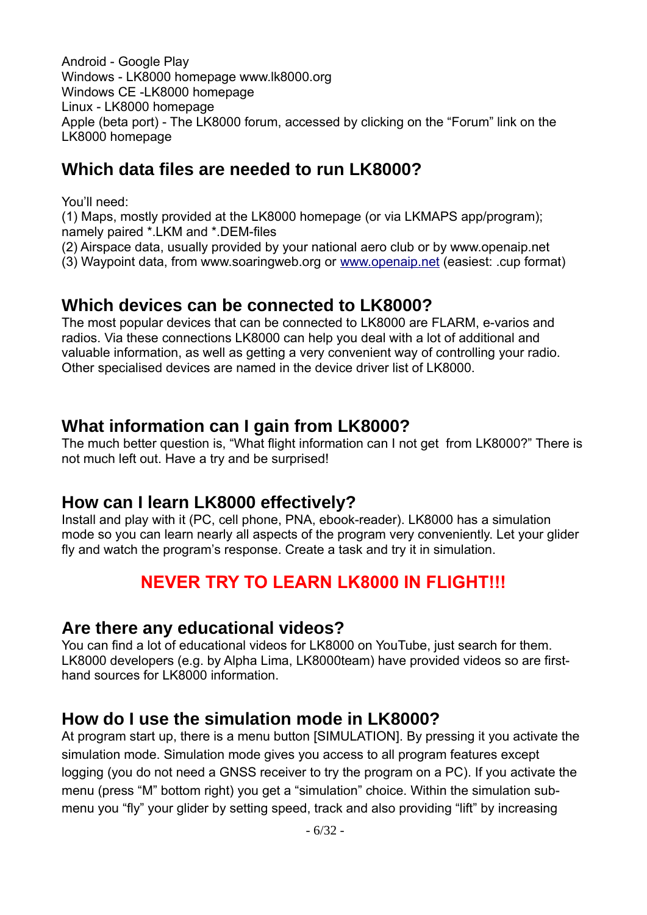Android - Google Play
Windows - LK8000 homepage www.lk8000.org
Windows CE -LK8000 homepage
Linux - LK8000 homepage
Apple (beta port) - The LK8000 forum, accessed by clicking on the “Forum” link on the LK8000 homepage

## Which data files are needed to run LK8000?

You’ll need:
(1) Maps, mostly provided at the LK8000 homepage (or via LKMAPS app/program); namely paired *.LKM and *.DEM-files
(2) Airspace data, usually provided by your national aero club or by www.openaip.net
(3) Waypoint data, from www.soaringweb.org or www.openaip.net (easiest: .cup format)

## Which devices can be connected to LK8000?

The most popular devices that can be connected to LK8000 are FLARM, e-varios and radios. Via these connections LK8000 can help you deal with a lot of additional and valuable information, as well as getting a very convenient way of controlling your radio. Other specialised devices are named in the device driver list of LK8000.

## What information can I gain from LK8000?

The much better question is, “What flight information can I not get from LK8000?” There is not much left out. Have a try and be surprised!

## How can I learn LK8000 effectively?

Install and play with it (PC, cell phone, PNA, ebook-reader). LK8000 has a simulation mode so you can learn nearly all aspects of the program very conveniently. Let your glider fly and watch the program’s response. Create a task and try it in simulation.

**NEVER TRY TO LEARN LK8000 IN FLIGHT!!!**

## Are there any educational videos?

You can find a lot of educational videos for LK8000 on YouTube, just search for them. LK8000 developers (e.g. by Alpha Lima, LK8000team) have provided videos so are first-hand sources for LK8000 information.

## How do I use the simulation mode in LK8000?

At program start up, there is a menu button [SIMULATION]. By pressing it you activate the simulation mode. Simulation mode gives you access to all program features except logging (you do not need a GNSS receiver to try the program on a PC). If you activate the menu (press “M” bottom right) you get a “simulation” choice. Within the simulation sub-menu you “fly” your glider by setting speed, track and also providing “lift” by increasing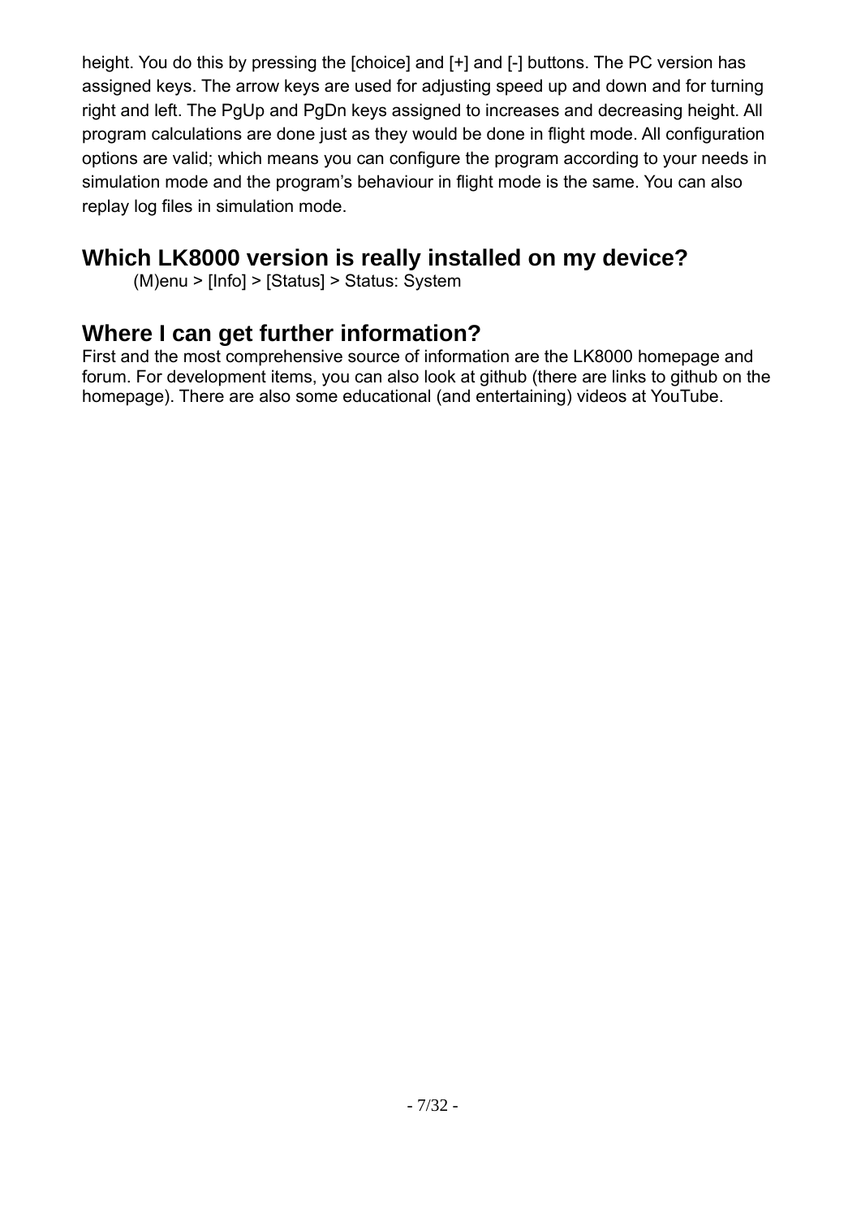height. You do this by pressing the [choice] and [+] and [-] buttons. The PC version has assigned keys. The arrow keys are used for adjusting speed up and down and for turning right and left. The PgUp and PgDn keys assigned to increases and decreasing height. All program calculations are done just as they would be done in flight mode. All configuration options are valid; which means you can configure the program according to your needs in simulation mode and the program's behaviour in flight mode is the same. You can also replay log files in simulation mode.

## Which LK8000 version is really installed on my device?

(M)enu > [Info] > [Status] > Status: System

## Where I can get further information?

First and the most comprehensive source of information are the LK8000 homepage and forum. For development items, you can also look at github (there are links to github on the homepage). There are also some educational (and entertaining) videos at YouTube.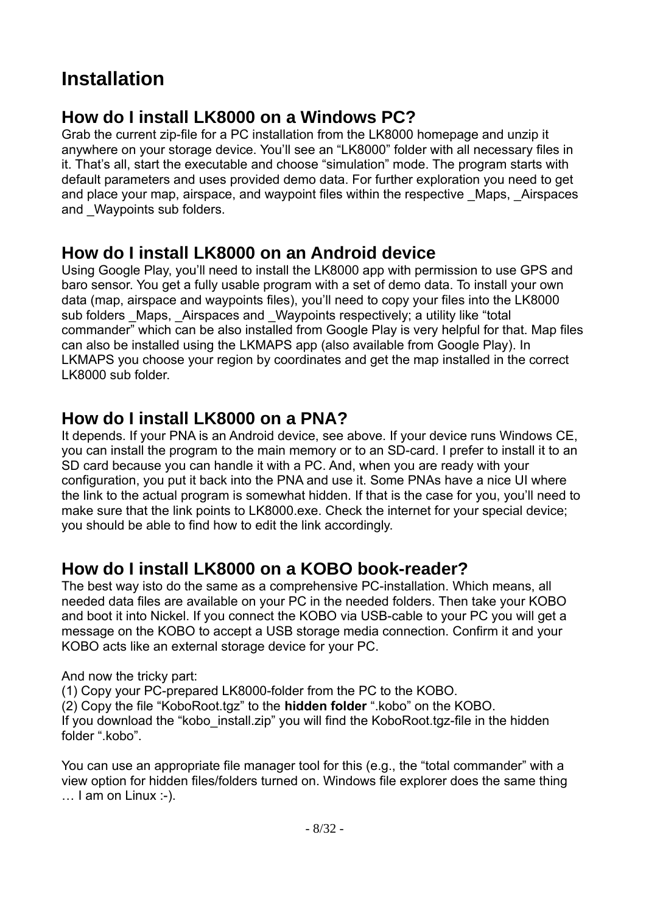# Installation

## How do I install LK8000 on a Windows PC?

Grab the current zip-file for a PC installation from the LK8000 homepage and unzip it anywhere on your storage device. You'll see an "LK8000" folder with all necessary files in it. That's all, start the executable and choose "simulation" mode. The program starts with default parameters and uses provided demo data. For further exploration you need to get and place your map, airspace, and waypoint files within the respective _Maps, _Airspaces and _Waypoints sub folders.

## How do I install LK8000 on an Android device

Using Google Play, you'll need to install the LK8000 app with permission to use GPS and baro sensor. You get a fully usable program with a set of demo data. To install your own data (map, airspace and waypoints files), you'll need to copy your files into the LK8000 sub folders _Maps, _Airspaces and _Waypoints respectively; a utility like "total commander" which can be also installed from Google Play is very helpful for that. Map files can also be installed using the LKMAPS app (also available from Google Play). In LKMAPS you choose your region by coordinates and get the map installed in the correct LK8000 sub folder.

## How do I install LK8000 on a PNA?

It depends. If your PNA is an Android device, see above. If your device runs Windows CE, you can install the program to the main memory or to an SD-card. I prefer to install it to an SD card because you can handle it with a PC. And, when you are ready with your configuration, you put it back into the PNA and use it. Some PNAs have a nice UI where the link to the actual program is somewhat hidden. If that is the case for you, you'll need to make sure that the link points to LK8000.exe. Check the internet for your special device; you should be able to find how to edit the link accordingly.

## How do I install LK8000 on a KOBO book-reader?

The best way isto do the same as a comprehensive PC-installation. Which means, all needed data files are available on your PC in the needed folders. Then take your KOBO and boot it into Nickel. If you connect the KOBO via USB-cable to your PC you will get a message on the KOBO to accept a USB storage media connection. Confirm it and your KOBO acts like an external storage device for your PC.

And now the tricky part:
(1) Copy your PC-prepared LK8000-folder from the PC to the KOBO.
(2) Copy the file "KoboRoot.tgz" to the **hidden folder** ".kobo" on the KOBO.
If you download the "kobo_install.zip" you will find the KoboRoot.tgz-file in the hidden folder ".kobo".

You can use an appropriate file manager tool for this (e.g., the "total commander" with a view option for hidden files/folders turned on. Windows file explorer does the same thing … I am on Linux :-).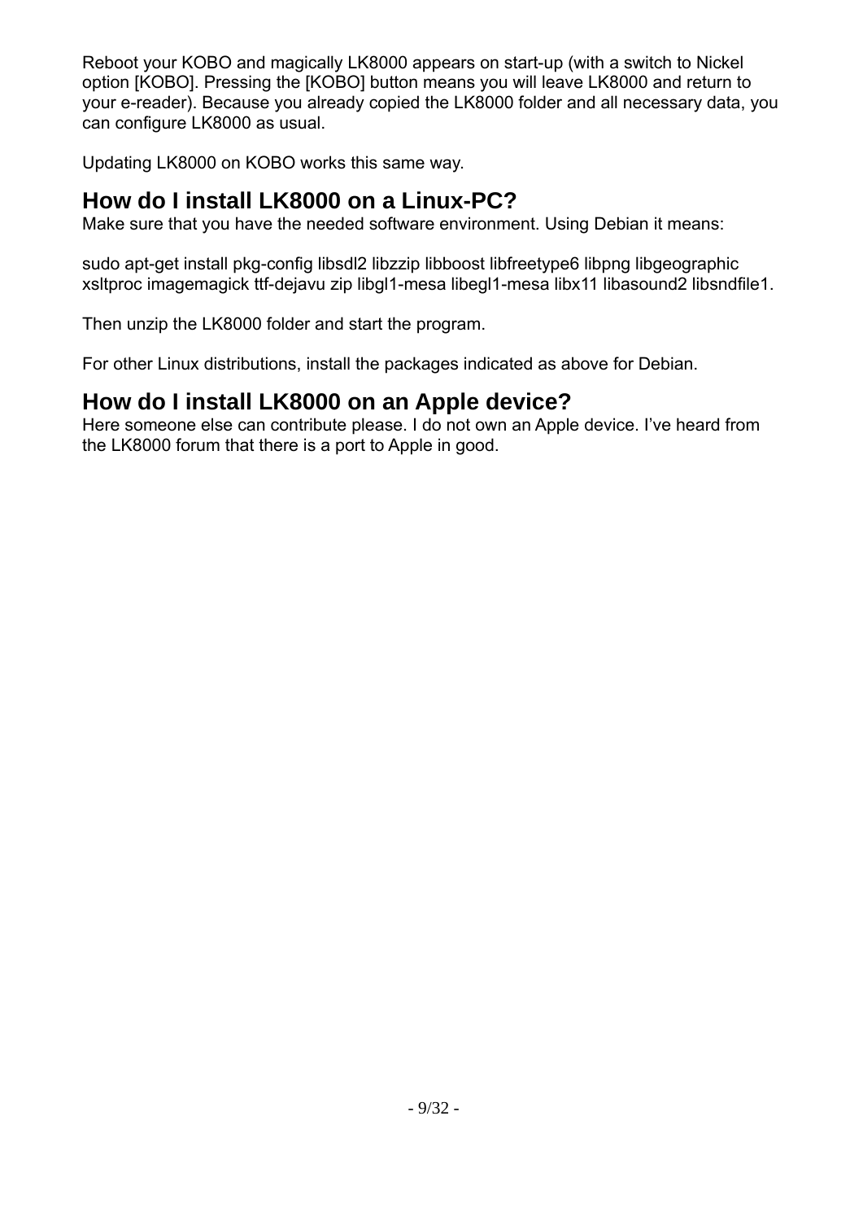Reboot your KOBO and magically LK8000 appears on start-up (with a switch to Nickel option [KOBO]. Pressing the [KOBO] button means you will leave LK8000 and return to your e-reader). Because you already copied the LK8000 folder and all necessary data, you can configure LK8000 as usual.

Updating LK8000 on KOBO works this same way.

## How do I install LK8000 on a Linux-PC?

Make sure that you have the needed software environment. Using Debian it means:

sudo apt-get install pkg-config libsdl2 libzzip libboost libfreetype6 libpng libgeographic xsltproc imagemagick ttf-dejavu zip libgl1-mesa libegl1-mesa libx11 libasound2 libsndfile1.

Then unzip the LK8000 folder and start the program.

For other Linux distributions, install the packages indicated as above for Debian.

## How do I install LK8000 on an Apple device?

Here someone else can contribute please. I do not own an Apple device. I've heard from the LK8000 forum that there is a port to Apple in good.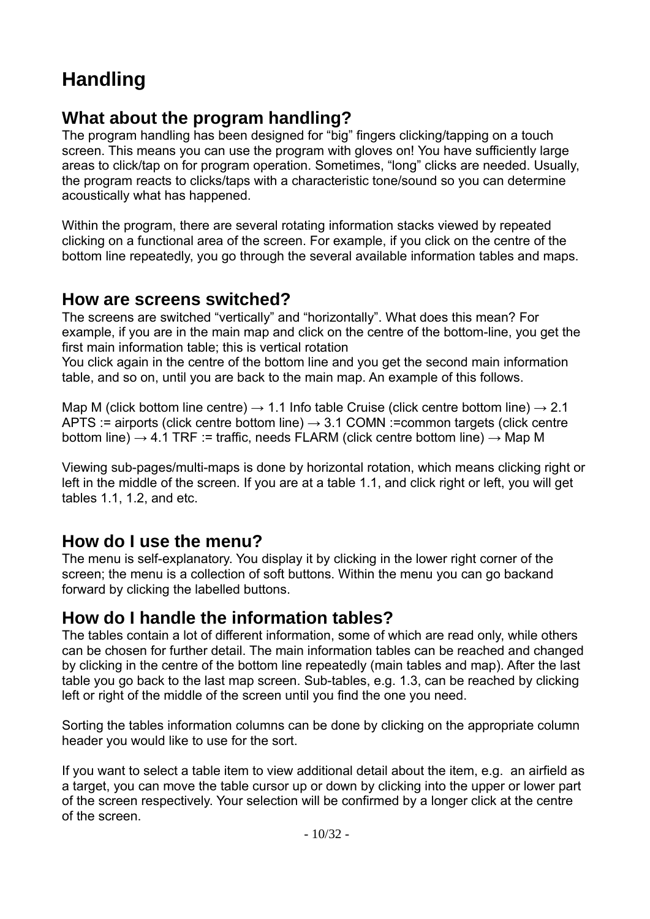# Handling

## What about the program handling?

The program handling has been designed for “big” fingers clicking/tapping on a touch screen. This means you can use the program with gloves on! You have sufficiently large areas to click/tap on for program operation. Sometimes, “long” clicks are needed. Usually, the program reacts to clicks/taps with a characteristic tone/sound so you can determine acoustically what has happened.

Within the program, there are several rotating information stacks viewed by repeated clicking on a functional area of the screen. For example, if you click on the centre of the bottom line repeatedly, you go through the several available information tables and maps.

## How are screens switched?

The screens are switched “vertically” and “horizontally”. What does this mean? For example, if you are in the main map and click on the centre of the bottom-line, you get the first main information table; this is vertical rotation
You click again in the centre of the bottom line and you get the second main information table, and so on, until you are back to the main map. An example of this follows.

Map M (click bottom line centre) → 1.1 Info table Cruise (click centre bottom line) → 2.1 APTS := airports (click centre bottom line) → 3.1 COMN :=common targets (click centre bottom line) → 4.1 TRF := traffic, needs FLARM (click centre bottom line) → Map M

Viewing sub-pages/multi-maps is done by horizontal rotation, which means clicking right or left in the middle of the screen. If you are at a table 1.1, and click right or left, you will get tables 1.1, 1.2, and etc.

## How do I use the menu?

The menu is self-explanatory. You display it by clicking in the lower right corner of the screen; the menu is a collection of soft buttons. Within the menu you can go backand forward by clicking the labelled buttons.

## How do I handle the information tables?

The tables contain a lot of different information, some of which are read only, while others can be chosen for further detail. The main information tables can be reached and changed by clicking in the centre of the bottom line repeatedly (main tables and map). After the last table you go back to the last map screen. Sub-tables, e.g. 1.3, can be reached by clicking left or right of the middle of the screen until you find the one you need.

Sorting the tables information columns can be done by clicking on the appropriate column header you would like to use for the sort.

If you want to select a table item to view additional detail about the item, e.g. an airfield as a target, you can move the table cursor up or down by clicking into the upper or lower part of the screen respectively. Your selection will be confirmed by a longer click at the centre of the screen.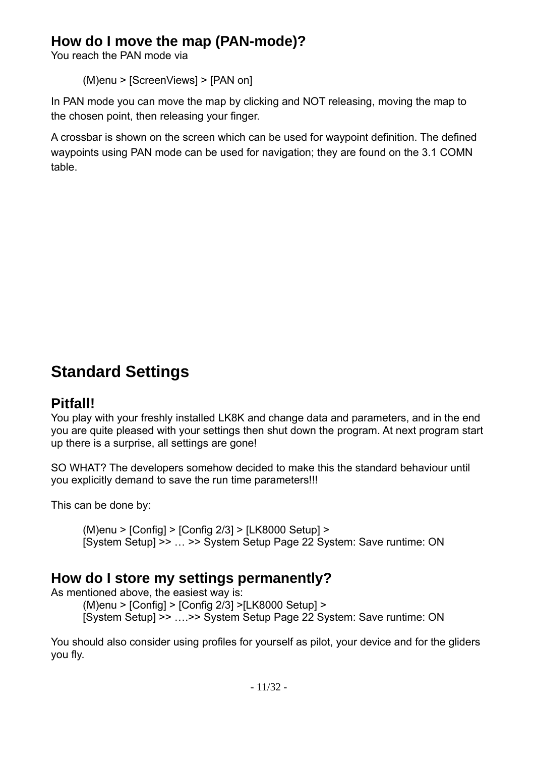## How do I move the map (PAN-mode)?

You reach the PAN mode via

> (M)enu > [ScreenViews] > [PAN on]

In PAN mode you can move the map by clicking and NOT releasing, moving the map to the chosen point, then releasing your finger.

A crossbar is shown on the screen which can be used for waypoint definition. The defined waypoints using PAN mode can be used for navigation; they are found on the 3.1 COMN table.

# Standard Settings

## Pitfall!

You play with your freshly installed LK8K and change data and parameters, and in the end you are quite pleased with your settings then shut down the program. At next program start up there is a surprise, all settings are gone!

SO WHAT? The developers somehow decided to make this the standard behaviour until you explicitly demand to save the run time parameters!!!

This can be done by:

> (M)enu > [Config] > [Config 2/3] > [LK8000 Setup] >
> [System Setup] >> … >> System Setup Page 22 System: Save runtime: ON

## How do I store my settings permanently?

As mentioned above, the easiest way is:

> (M)enu > [Config] > [Config 2/3] >[LK8000 Setup] >
> [System Setup] >> ….>> System Setup Page 22 System: Save runtime: ON

You should also consider using profiles for yourself as pilot, your device and for the gliders you fly.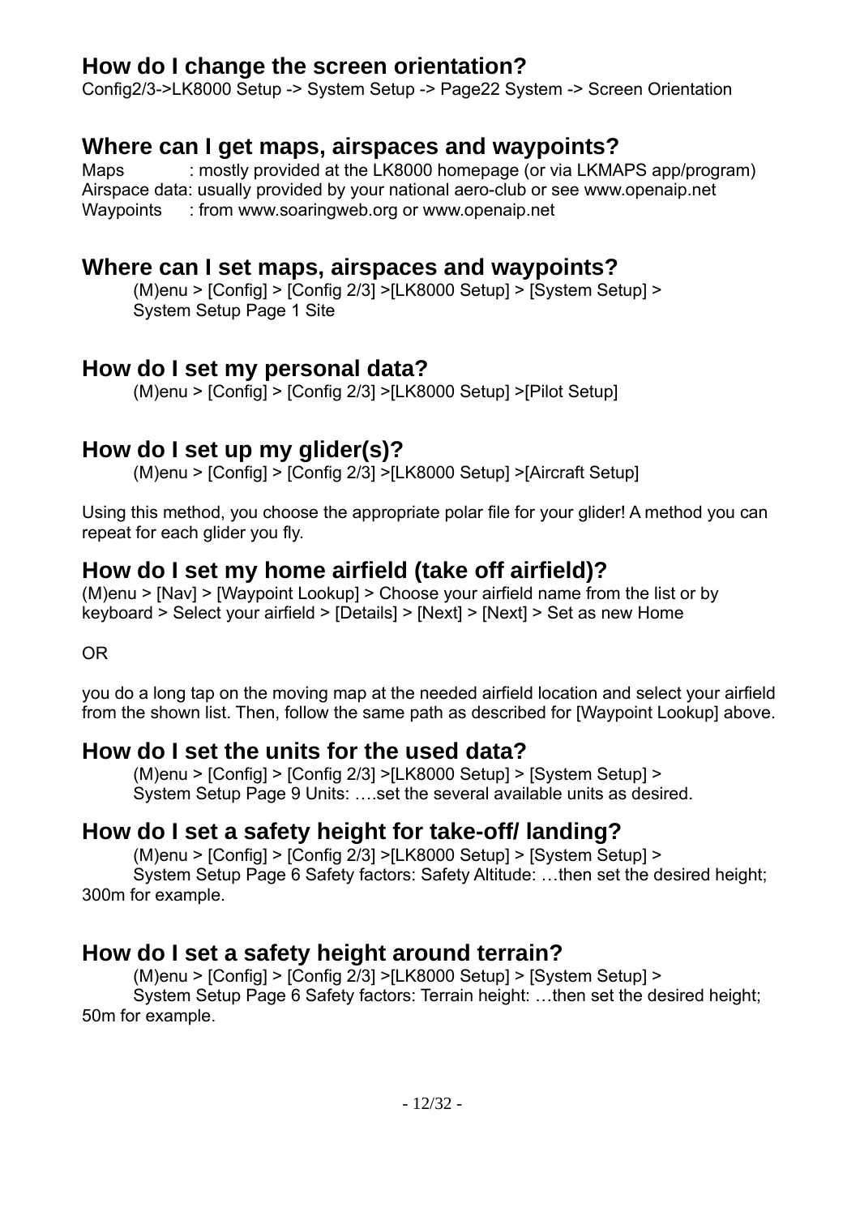## How do I change the screen orientation?

Config2/3->LK8000 Setup -> System Setup -> Page22 System -> Screen Orientation

## Where can I get maps, airspaces and waypoints?

Maps : mostly provided at the LK8000 homepage (or via LKMAPS app/program)
Airspace data: usually provided by your national aero-club or see www.openaip.net
Waypoints : from www.soaringweb.org or www.openaip.net

## Where can I set maps, airspaces and waypoints?

(M)enu > [Config] > [Config 2/3] >[LK8000 Setup] > [System Setup] >
System Setup Page 1 Site

## How do I set my personal data?

(M)enu > [Config] > [Config 2/3] >[LK8000 Setup] >[Pilot Setup]

## How do I set up my glider(s)?

(M)enu > [Config] > [Config 2/3] >[LK8000 Setup] >[Aircraft Setup]

Using this method, you choose the appropriate polar file for your glider! A method you can repeat for each glider you fly.

## How do I set my home airfield (take off airfield)?

(M)enu > [Nav] > [Waypoint Lookup] > Choose your airfield name from the list or by keyboard > Select your airfield > [Details] > [Next] > [Next] > Set as new Home

OR

you do a long tap on the moving map at the needed airfield location and select your airfield from the shown list. Then, follow the same path as described for [Waypoint Lookup] above.

## How do I set the units for the used data?

(M)enu > [Config] > [Config 2/3] >[LK8000 Setup] > [System Setup] >
System Setup Page 9 Units: ….set the several available units as desired.

## How do I set a safety height for take-off/ landing?

(M)enu > [Config] > [Config 2/3] >[LK8000 Setup] > [System Setup] >
System Setup Page 6 Safety factors: Safety Altitude: …then set the desired height; 300m for example.

## How do I set a safety height around terrain?

(M)enu > [Config] > [Config 2/3] >[LK8000 Setup] > [System Setup] >
System Setup Page 6 Safety factors: Terrain height: …then set the desired height; 50m for example.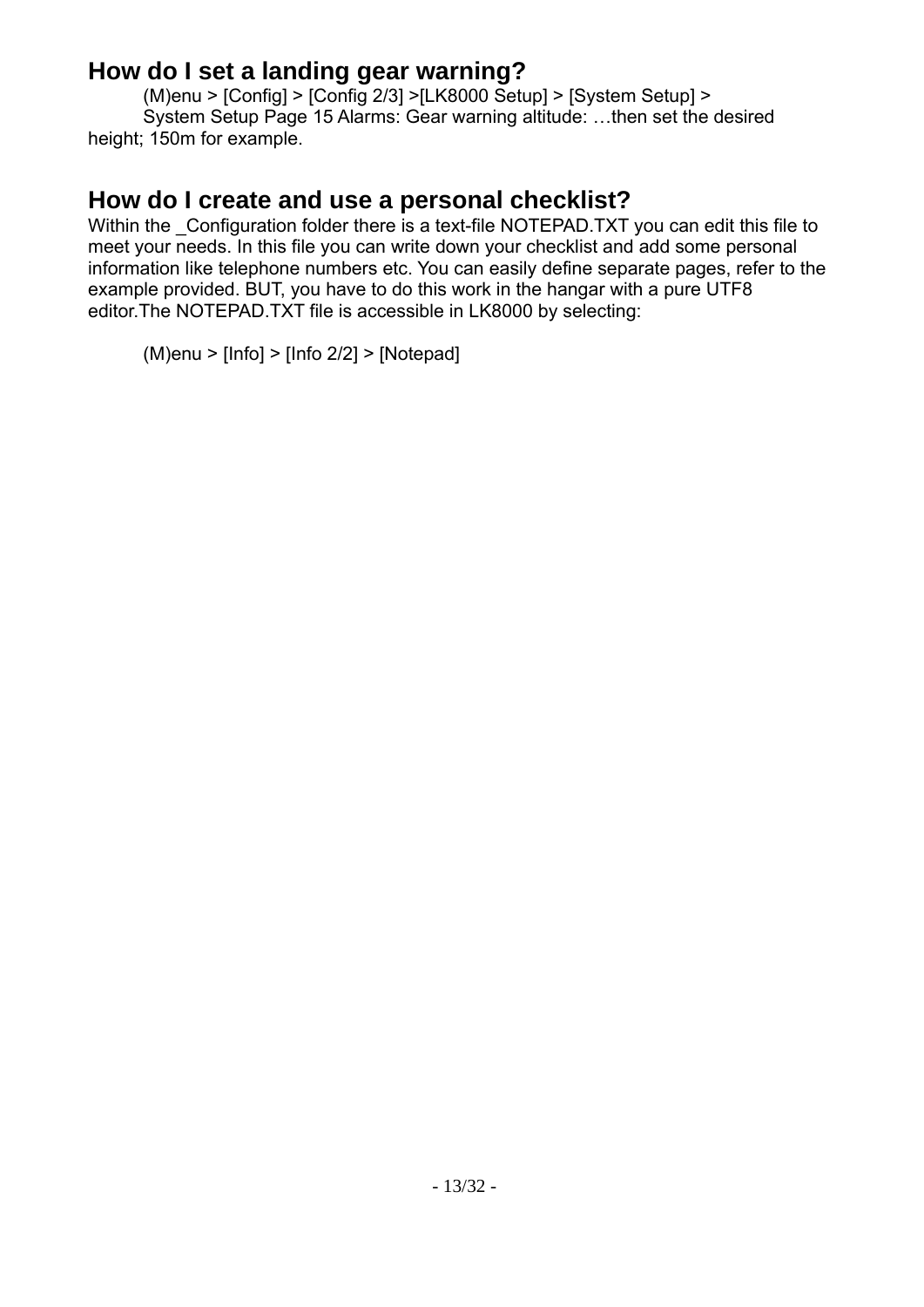## How do I set a landing gear warning?

(M)enu > [Config] > [Config 2/3] >[LK8000 Setup] > [System Setup] >
System Setup Page 15 Alarms: Gear warning altitude: …then set the desired height; 150m for example.

## How do I create and use a personal checklist?

Within the _Configuration folder there is a text-file NOTEPAD.TXT you can edit this file to meet your needs. In this file you can write down your checklist and add some personal information like telephone numbers etc. You can easily define separate pages, refer to the example provided. BUT, you have to do this work in the hangar with a pure UTF8 editor.The NOTEPAD.TXT file is accessible in LK8000 by selecting:

(M)enu > [Info] > [Info 2/2] > [Notepad]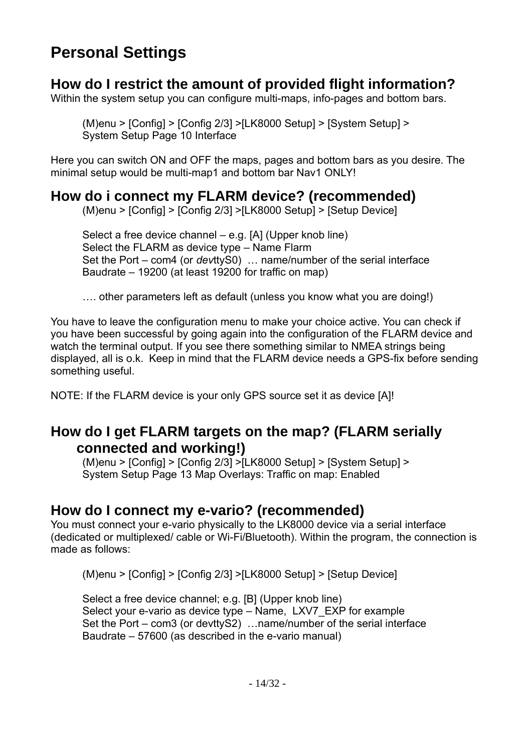# Personal Settings

## How do I restrict the amount of provided flight information?

Within the system setup you can configure multi-maps, info-pages and bottom bars.

> (M)enu > [Config] > [Config 2/3] >[LK8000 Setup] > [System Setup] >
> System Setup Page 10 Interface

Here you can switch ON and OFF the maps, pages and bottom bars as you desire. The minimal setup would be multi-map1 and bottom bar Nav1 ONLY!

## How do i connect my FLARM device? (recommended)

> (M)enu > [Config] > [Config 2/3] >[LK8000 Setup] > [Setup Device]
>
> Select a free device channel – e.g. [A] (Upper knob line)
> Select the FLARM as device type – Name Flarm
> Set the Port – com4 (or *dev*ttyS0) … name/number of the serial interface
> Baudrate – 19200 (at least 19200 for traffic on map)
>
> …. other parameters left as default (unless you know what you are doing!)

You have to leave the configuration menu to make your choice active. You can check if you have been successful by going again into the configuration of the FLARM device and watch the terminal output. If you see there something similar to NMEA strings being displayed, all is o.k. Keep in mind that the FLARM device needs a GPS-fix before sending something useful.

NOTE: If the FLARM device is your only GPS source set it as device [A]!

## How do I get FLARM targets on the map? (FLARM serially connected and working!)

> (M)enu > [Config] > [Config 2/3] >[LK8000 Setup] > [System Setup] >
> System Setup Page 13 Map Overlays: Traffic on map: Enabled

## How do I connect my e-vario? (recommended)

You must connect your e-vario physically to the LK8000 device via a serial interface (dedicated or multiplexed/ cable or Wi-Fi/Bluetooth). Within the program, the connection is made as follows:

> (M)enu > [Config] > [Config 2/3] >[LK8000 Setup] > [Setup Device]
>
> Select a free device channel; e.g. [B] (Upper knob line)
> Select your e-vario as device type – Name, LXV7_EXP for example
> Set the Port – com3 (or devttyS2) …name/number of the serial interface
> Baudrate – 57600 (as described in the e-vario manual)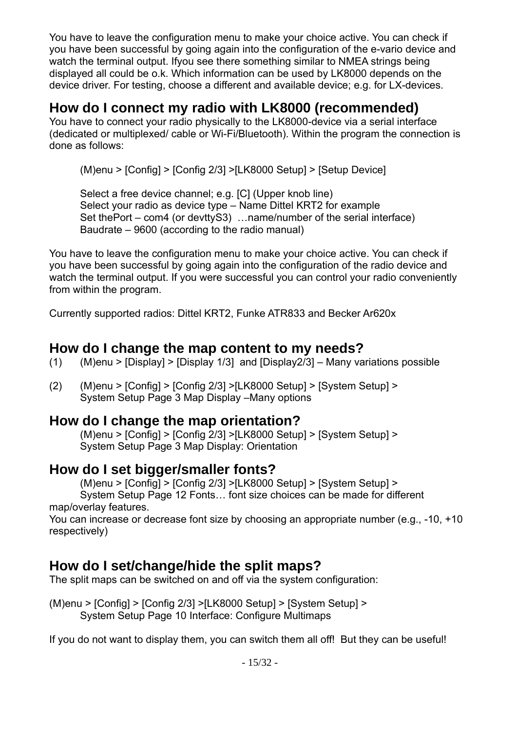You have to leave the configuration menu to make your choice active. You can check if you have been successful by going again into the configuration of the e-vario device and watch the terminal output. Ifyou see there something similar to NMEA strings being displayed all could be o.k. Which information can be used by LK8000 depends on the device driver. For testing, choose a different and available device; e.g. for LX-devices.

## How do I connect my radio with LK8000 (recommended)

You have to connect your radio physically to the LK8000-device via a serial interface (dedicated or multiplexed/ cable or Wi-Fi/Bluetooth). Within the program the connection is done as follows:

(M)enu > [Config] > [Config 2/3] >[LK8000 Setup] > [Setup Device]

Select a free device channel; e.g. [C] (Upper knob line)
Select your radio as device type – Name Dittel KRT2 for example
Set thePort – com4 (or devttyS3) …name/number of the serial interface)
Baudrate – 9600 (according to the radio manual)

You have to leave the configuration menu to make your choice active. You can check if you have been successful by going again into the configuration of the radio device and watch the terminal output. If you were successful you can control your radio conveniently from within the program.

Currently supported radios: Dittel KRT2, Funke ATR833 and Becker Ar620x

## How do I change the map content to my needs?

(1) (M)enu > [Display] > [Display 1/3] and [Display2/3] – Many variations possible

(2) (M)enu > [Config] > [Config 2/3] >[LK8000 Setup] > [System Setup] >
System Setup Page 3 Map Display –Many options

## How do I change the map orientation?

(M)enu > [Config] > [Config 2/3] >[LK8000 Setup] > [System Setup] >
System Setup Page 3 Map Display: Orientation

## How do I set bigger/smaller fonts?

(M)enu > [Config] > [Config 2/3] >[LK8000 Setup] > [System Setup] >
System Setup Page 12 Fonts… font size choices can be made for different map/overlay features.

You can increase or decrease font size by choosing an appropriate number (e.g., -10, +10 respectively)

## How do I set/change/hide the split maps?

The split maps can be switched on and off via the system configuration:

(M)enu > [Config] > [Config 2/3] >[LK8000 Setup] > [System Setup] >
System Setup Page 10 Interface: Configure Multimaps

If you do not want to display them, you can switch them all off! But they can be useful!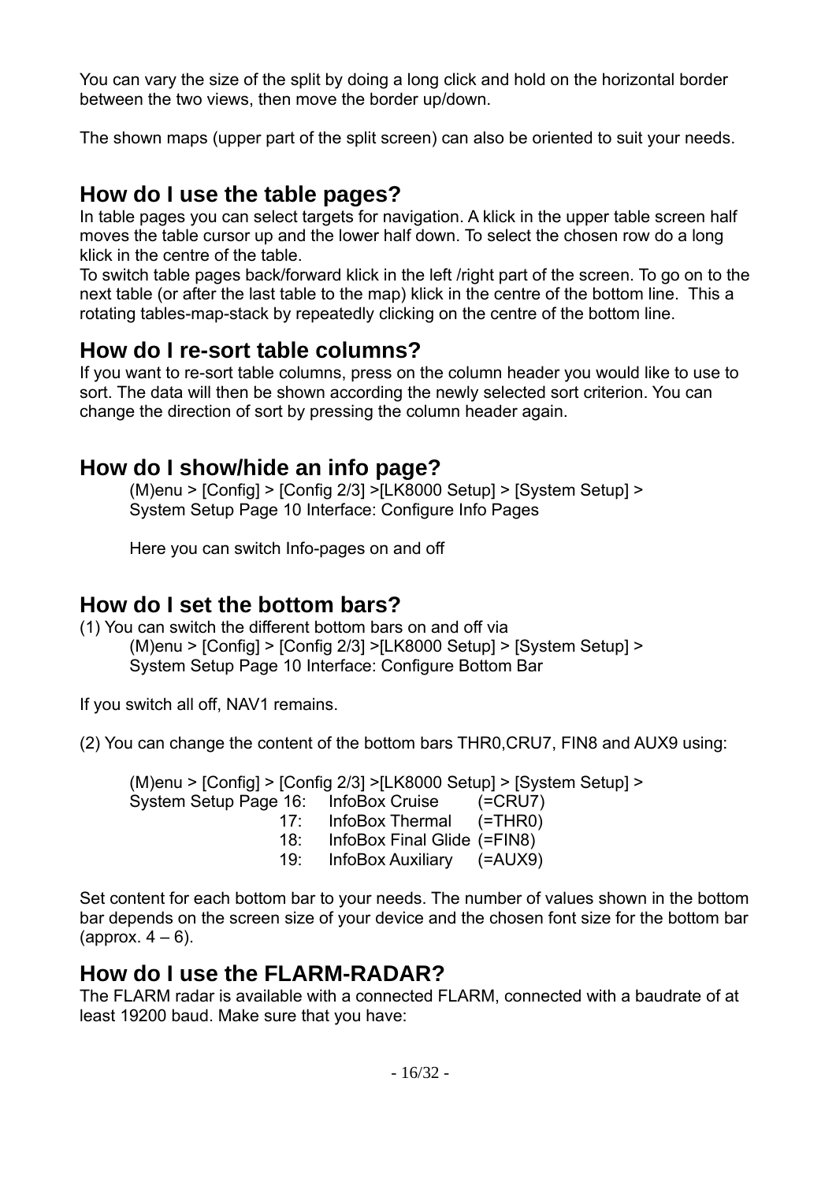You can vary the size of the split by doing a long click and hold on the horizontal border between the two views, then move the border up/down.

The shown maps (upper part of the split screen) can also be oriented to suit your needs.

## How do I use the table pages?

In table pages you can select targets for navigation. A klick in the upper table screen half moves the table cursor up and the lower half down. To select the chosen row do a long klick in the centre of the table.
To switch table pages back/forward klick in the left /right part of the screen. To go on to the next table (or after the last table to the map) klick in the centre of the bottom line. This a rotating tables-map-stack by repeatedly clicking on the centre of the bottom line.

## How do I re-sort table columns?

If you want to re-sort table columns, press on the column header you would like to use to sort. The data will then be shown according the newly selected sort criterion. You can change the direction of sort by pressing the column header again.

## How do I show/hide an info page?

(M)enu > [Config] > [Config 2/3] >[LK8000 Setup] > [System Setup] >
System Setup Page 10 Interface: Configure Info Pages

Here you can switch Info-pages on and off

## How do I set the bottom bars?

(1) You can switch the different bottom bars on and off via
(M)enu > [Config] > [Config 2/3] >[LK8000 Setup] > [System Setup] >
System Setup Page 10 Interface: Configure Bottom Bar

If you switch all off, NAV1 remains.

(2) You can change the content of the bottom bars THR0,CRU7, FIN8 and AUX9 using:

(M)enu > [Config] > [Config 2/3] >[LK8000 Setup] > [System Setup] >

| System Setup Page | | |
|---|---|---|
| 16: | InfoBox Cruise | (=CRU7) |
| 17: | InfoBox Thermal | (=THR0) |
| 18: | InfoBox Final Glide | (=FIN8) |
| 19: | InfoBox Auxiliary | (=AUX9) |

Set content for each bottom bar to your needs. The number of values shown in the bottom bar depends on the screen size of your device and the chosen font size for the bottom bar (approx. 4 – 6).

## How do I use the FLARM-RADAR?

The FLARM radar is available with a connected FLARM, connected with a baudrate of at least 19200 baud. Make sure that you have: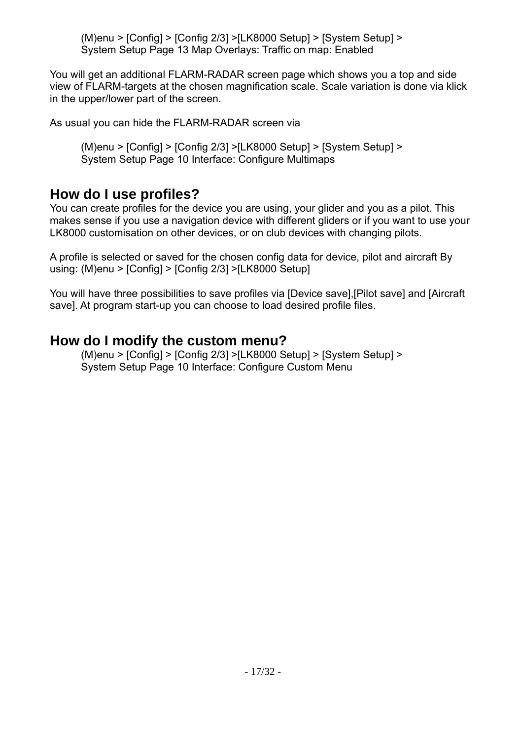(M)enu > [Config] > [Config 2/3] >[LK8000 Setup] > [System Setup] >
System Setup Page 13 Map Overlays: Traffic on map: Enabled

You will get an additional FLARM-RADAR screen page which shows you a top and side view of FLARM-targets at the chosen magnification scale. Scale variation is done via klick in the upper/lower part of the screen.

As usual you can hide the FLARM-RADAR screen via

(M)enu > [Config] > [Config 2/3] >[LK8000 Setup] > [System Setup] >
System Setup Page 10 Interface: Configure Multimaps

## How do I use profiles?

You can create profiles for the device you are using, your glider and you as a pilot. This makes sense if you use a navigation device with different gliders or if you want to use your LK8000 customisation on other devices, or on club devices with changing pilots.

A profile is selected or saved for the chosen config data for device, pilot and aircraft By using: (M)enu > [Config] > [Config 2/3] >[LK8000 Setup]

You will have three possibilities to save profiles via [Device save],[Pilot save] and [Aircraft save]. At program start-up you can choose to load desired profile files.

## How do I modify the custom menu?

(M)enu > [Config] > [Config 2/3] >[LK8000 Setup] > [System Setup] >
System Setup Page 10 Interface: Configure Custom Menu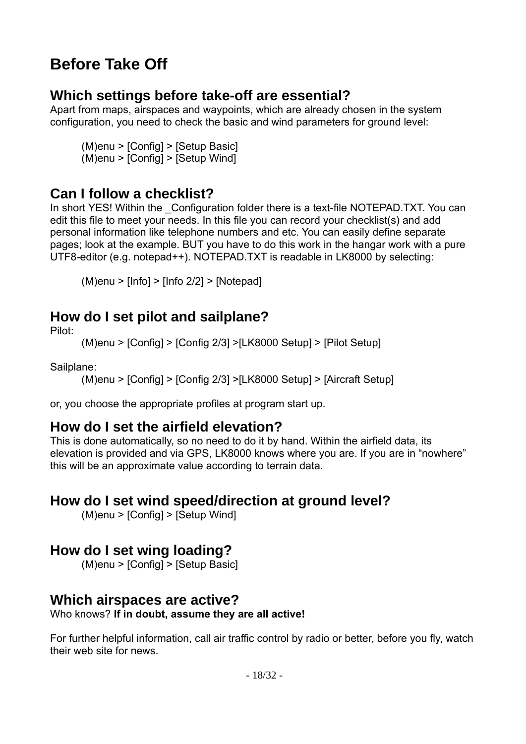# Before Take Off

## Which settings before take-off are essential?

Apart from maps, airspaces and waypoints, which are already chosen in the system configuration, you need to check the basic and wind parameters for ground level:

> (M)enu > [Config] > [Setup Basic]
> (M)enu > [Config] > [Setup Wind]

## Can I follow a checklist?

In short YES! Within the _Configuration folder there is a text-file NOTEPAD.TXT. You can edit this file to meet your needs. In this file you can record your checklist(s) and add personal information like telephone numbers and etc. You can easily define separate pages; look at the example. BUT you have to do this work in the hangar work with a pure UTF8-editor (e.g. notepad++). NOTEPAD.TXT is readable in LK8000 by selecting:

> (M)enu > [Info] > [Info 2/2] > [Notepad]

## How do I set pilot and sailplane?

Pilot:

> (M)enu > [Config] > [Config 2/3] >[LK8000 Setup] > [Pilot Setup]

Sailplane:

> (M)enu > [Config] > [Config 2/3] >[LK8000 Setup] > [Aircraft Setup]

or, you choose the appropriate profiles at program start up.

## How do I set the airfield elevation?

This is done automatically, so no need to do it by hand. Within the airfield data, its elevation is provided and via GPS, LK8000 knows where you are. If you are in “nowhere” this will be an approximate value according to terrain data.

## How do I set wind speed/direction at ground level?

> (M)enu > [Config] > [Setup Wind]

## How do I set wing loading?

> (M)enu > [Config] > [Setup Basic]

## Which airspaces are active?

Who knows? **If in doubt, assume they are all active!**

For further helpful information, call air traffic control by radio or better, before you fly, watch their web site for news.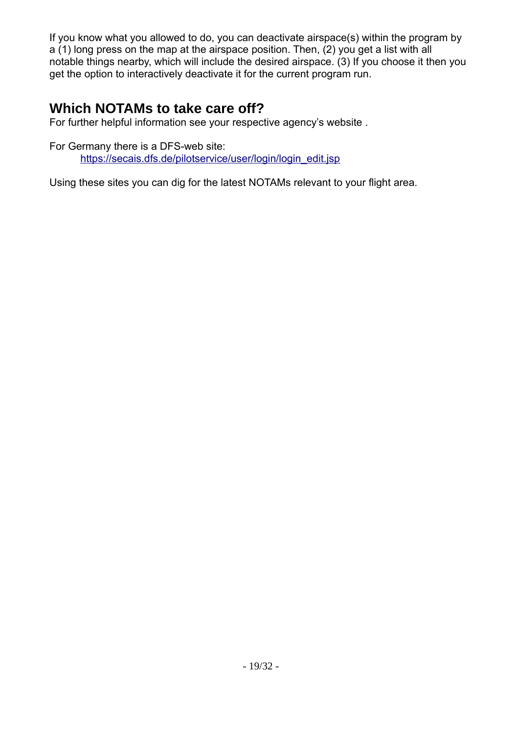If you know what you allowed to do, you can deactivate airspace(s) within the program by a (1) long press on the map at the airspace position. Then, (2) you get a list with all notable things nearby, which will include the desired airspace. (3) If you choose it then you get the option to interactively deactivate it for the current program run.

## Which NOTAMs to take care off?

For further helpful information see your respective agency's website .

For Germany there is a DFS-web site:
[https://secais.dfs.de/pilotservice/user/login/login_edit.jsp](https://secais.dfs.de/pilotservice/user/login/login_edit.jsp)

Using these sites you can dig for the latest NOTAMs relevant to your flight area.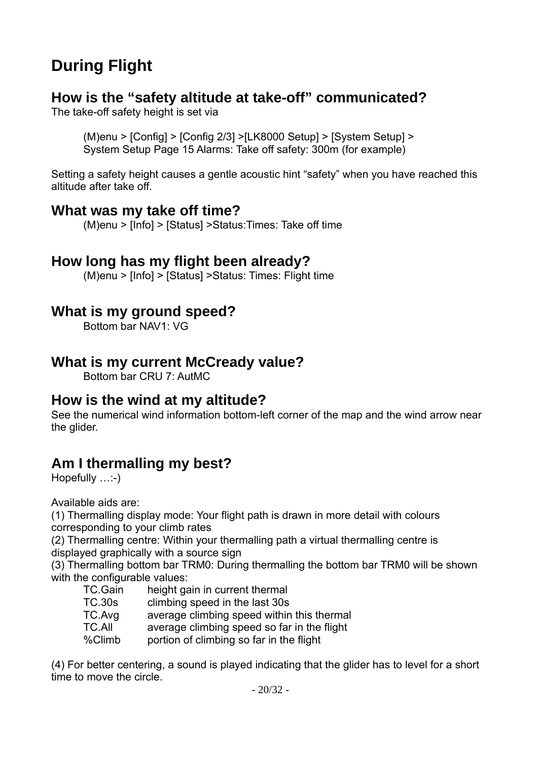# During Flight

## How is the "safety altitude at take-off" communicated?

The take-off safety height is set via

> (M)enu > [Config] > [Config 2/3] >[LK8000 Setup] > [System Setup] > System Setup Page 15 Alarms: Take off safety: 300m (for example)

Setting a safety height causes a gentle acoustic hint "safety" when you have reached this altitude after take off.

## What was my take off time?

> (M)enu > [Info] > [Status] >Status:Times: Take off time

## How long has my flight been already?

> (M)enu > [Info] > [Status] >Status: Times: Flight time

## What is my ground speed?

> Bottom bar NAV1: VG

## What is my current McCready value?

> Bottom bar CRU 7: AutMC

## How is the wind at my altitude?

See the numerical wind information bottom-left corner of the map and the wind arrow near the glider.

## Am I thermalling my best?

Hopefully …:-)

Available aids are:

(1) Thermalling display mode: Your flight path is drawn in more detail with colours corresponding to your climb rates

(2) Thermalling centre: Within your thermalling path a virtual thermalling centre is displayed graphically with a source sign

(3) Thermalling bottom bar TRM0: During thermalling the bottom bar TRM0 will be shown with the configurable values:

| | |
|---|---|
| TC.Gain | height gain in current thermal |
| TC.30s | climbing speed in the last 30s |
| TC.Avg | average climbing speed within this thermal |
| TC.All | average climbing speed so far in the flight |
| %Climb | portion of climbing so far in the flight |

(4) For better centering, a sound is played indicating that the glider has to level for a short time to move the circle.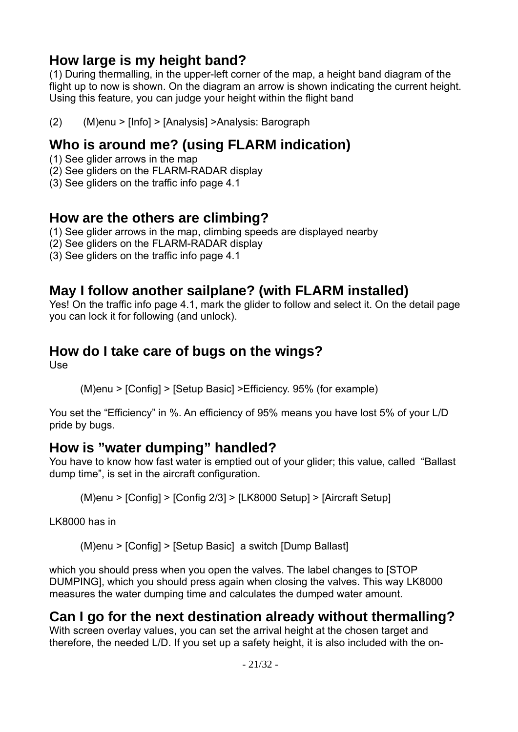## How large is my height band?

(1) During thermalling, in the upper-left corner of the map, a height band diagram of the flight up to now is shown. On the diagram an arrow is shown indicating the current height. Using this feature, you can judge your height within the flight band

(2) (M)enu > [Info] > [Analysis] >Analysis: Barograph

## Who is around me? (using FLARM indication)

(1) See glider arrows in the map
(2) See gliders on the FLARM-RADAR display
(3) See gliders on the traffic info page 4.1

## How are the others are climbing?

(1) See glider arrows in the map, climbing speeds are displayed nearby
(2) See gliders on the FLARM-RADAR display
(3) See gliders on the traffic info page 4.1

## May I follow another sailplane? (with FLARM installed)

Yes! On the traffic info page 4.1, mark the glider to follow and select it. On the detail page you can lock it for following (and unlock).

## How do I take care of bugs on the wings?

Use

> (M)enu > [Config] > [Setup Basic] >Efficiency. 95% (for example)

You set the “Efficiency” in %. An efficiency of 95% means you have lost 5% of your L/D pride by bugs.

## How is ”water dumping” handled?

You have to know how fast water is emptied out of your glider; this value, called “Ballast dump time”, is set in the aircraft configuration.

> (M)enu > [Config] > [Config 2/3] > [LK8000 Setup] > [Aircraft Setup]

LK8000 has in

> (M)enu > [Config] > [Setup Basic] a switch [Dump Ballast]

which you should press when you open the valves. The label changes to [STOP DUMPING], which you should press again when closing the valves. This way LK8000 measures the water dumping time and calculates the dumped water amount.

## Can I go for the next destination already without thermalling?

With screen overlay values, you can set the arrival height at the chosen target and therefore, the needed L/D. If you set up a safety height, it is also included with the on-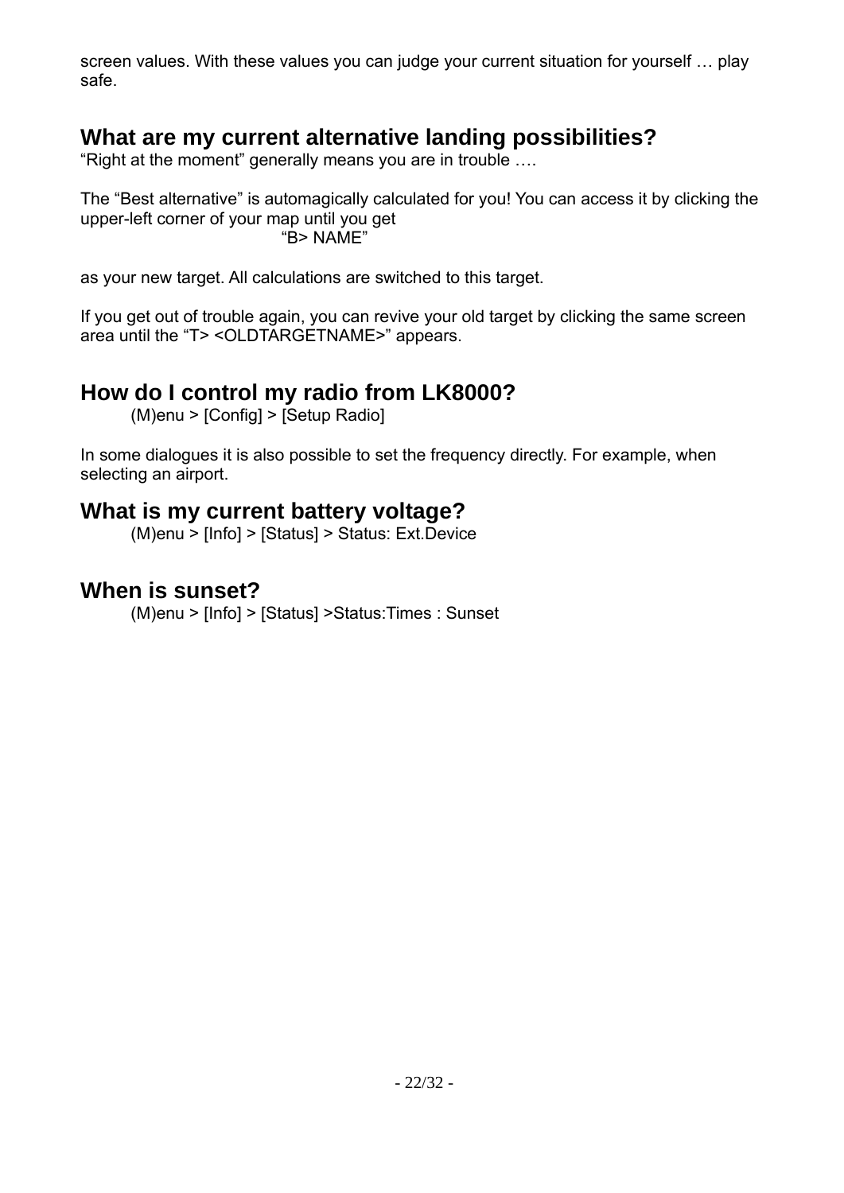screen values. With these values you can judge your current situation for yourself … play safe.

## What are my current alternative landing possibilities?

"Right at the moment" generally means you are in trouble ….

The "Best alternative" is automagically calculated for you! You can access it by clicking the upper-left corner of your map until you get

"B> NAME"

as your new target. All calculations are switched to this target.

If you get out of trouble again, you can revive your old target by clicking the same screen area until the "T> <OLDTARGETNAME>" appears.

## How do I control my radio from LK8000?

(M)enu > [Config] > [Setup Radio]

In some dialogues it is also possible to set the frequency directly. For example, when selecting an airport.

## What is my current battery voltage?

(M)enu > [Info] > [Status] > Status: Ext.Device

## When is sunset?

(M)enu > [Info] > [Status] >Status:Times : Sunset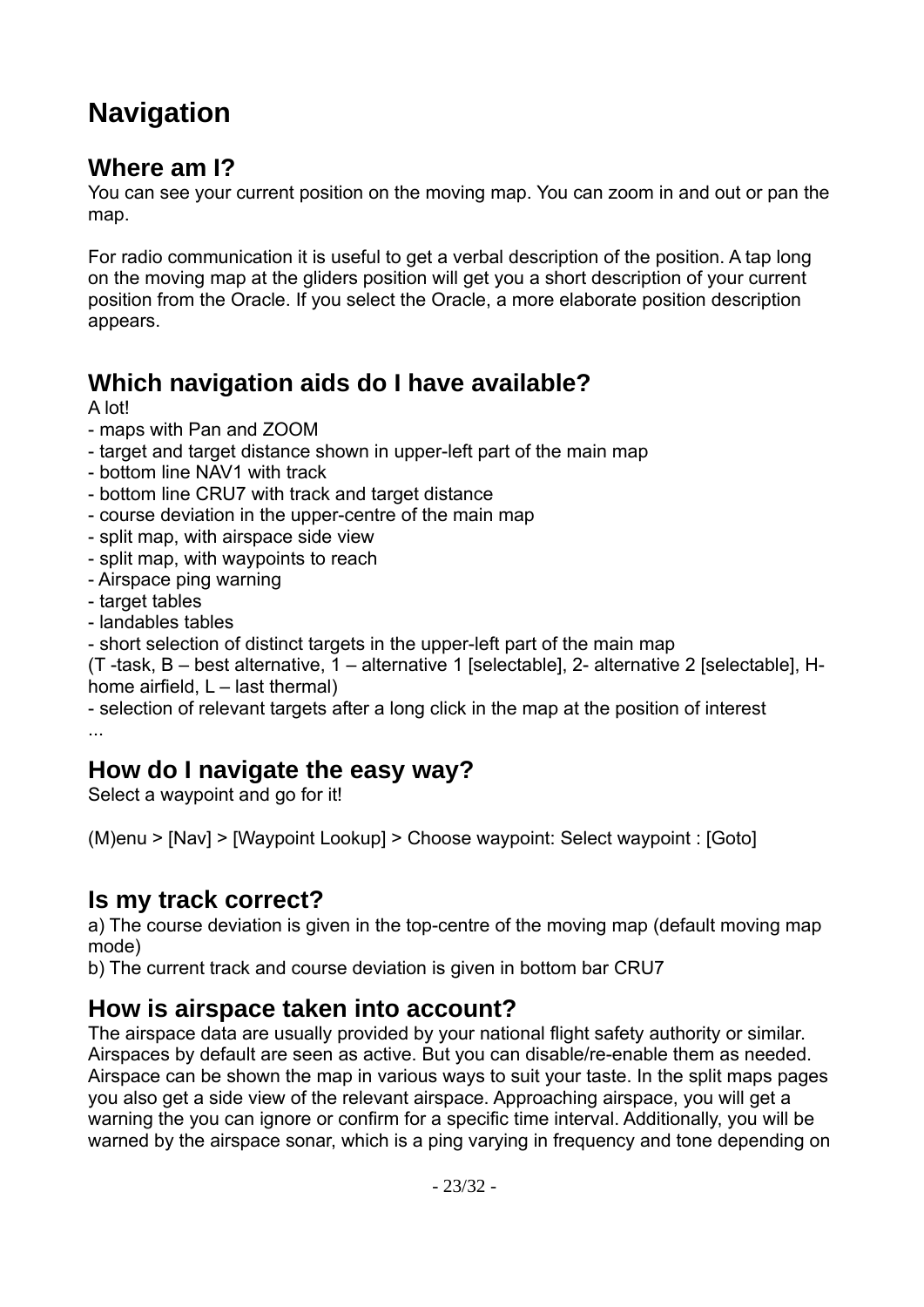# Navigation

## Where am I?

You can see your current position on the moving map. You can zoom in and out or pan the map.

For radio communication it is useful to get a verbal description of the position. A tap long on the moving map at the gliders position will get you a short description of your current position from the Oracle. If you select the Oracle, a more elaborate position description appears.

## Which navigation aids do I have available?

A lot!
- maps with Pan and ZOOM
- target and target distance shown in upper-left part of the main map
- bottom line NAV1 with track
- bottom line CRU7 with track and target distance
- course deviation in the upper-centre of the main map
- split map, with airspace side view
- split map, with waypoints to reach
- Airspace ping warning
- target tables
- landables tables
- short selection of distinct targets in the upper-left part of the main map
(T -task, B – best alternative, 1 – alternative 1 [selectable], 2- alternative 2 [selectable], H-home airfield, L – last thermal)
- selection of relevant targets after a long click in the map at the position of interest
...

## How do I navigate the easy way?

Select a waypoint and go for it!

(M)enu > [Nav] > [Waypoint Lookup] > Choose waypoint: Select waypoint : [Goto]

## Is my track correct?

a) The course deviation is given in the top-centre of the moving map (default moving map mode)
b) The current track and course deviation is given in bottom bar CRU7

## How is airspace taken into account?

The airspace data are usually provided by your national flight safety authority or similar. Airspaces by default are seen as active. But you can disable/re-enable them as needed. Airspace can be shown the map in various ways to suit your taste. In the split maps pages you also get a side view of the relevant airspace. Approaching airspace, you will get a warning the you can ignore or confirm for a specific time interval. Additionally, you will be warned by the airspace sonar, which is a ping varying in frequency and tone depending on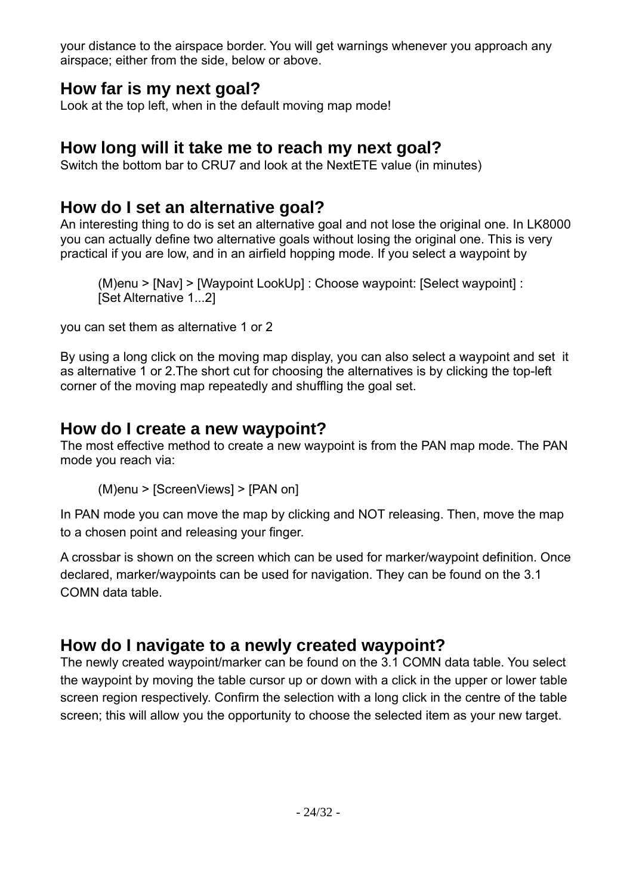your distance to the airspace border. You will get warnings whenever you approach any airspace; either from the side, below or above.

## How far is my next goal?

Look at the top left, when in the default moving map mode!

## How long will it take me to reach my next goal?

Switch the bottom bar to CRU7 and look at the NextETE value (in minutes)

## How do I set an alternative goal?

An interesting thing to do is set an alternative goal and not lose the original one. In LK8000 you can actually define two alternative goals without losing the original one. This is very practical if you are low, and in an airfield hopping mode. If you select a waypoint by

> (M)enu > [Nav] > [Waypoint LookUp] : Choose waypoint: [Select waypoint] : [Set Alternative 1...2]

you can set them as alternative 1 or 2

By using a long click on the moving map display, you can also select a waypoint and set it as alternative 1 or 2.The short cut for choosing the alternatives is by clicking the top-left corner of the moving map repeatedly and shuffling the goal set.

## How do I create a new waypoint?

The most effective method to create a new waypoint is from the PAN map mode. The PAN mode you reach via:

> (M)enu > [ScreenViews] > [PAN on]

In PAN mode you can move the map by clicking and NOT releasing. Then, move the map to a chosen point and releasing your finger.

A crossbar is shown on the screen which can be used for marker/waypoint definition. Once declared, marker/waypoints can be used for navigation. They can be found on the 3.1 COMN data table.

## How do I navigate to a newly created waypoint?

The newly created waypoint/marker can be found on the 3.1 COMN data table. You select the waypoint by moving the table cursor up or down with a click in the upper or lower table screen region respectively. Confirm the selection with a long click in the centre of the table screen; this will allow you the opportunity to choose the selected item as your new target.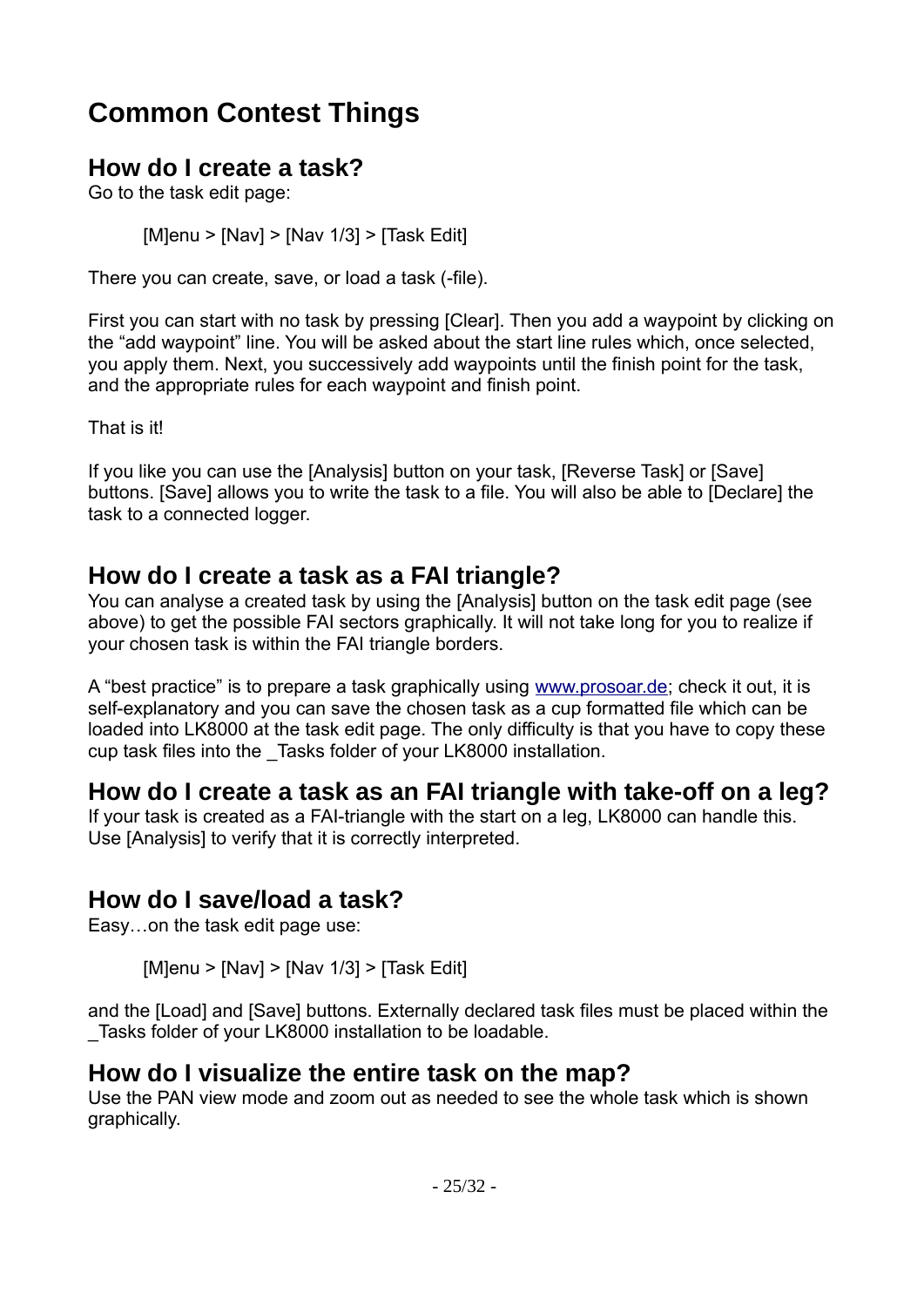# Common Contest Things

## How do I create a task?

Go to the task edit page:

[M]enu > [Nav] > [Nav 1/3] > [Task Edit]

There you can create, save, or load a task (-file).

First you can start with no task by pressing [Clear]. Then you add a waypoint by clicking on the “add waypoint” line. You will be asked about the start line rules which, once selected, you apply them. Next, you successively add waypoints until the finish point for the task, and the appropriate rules for each waypoint and finish point.

That is it!

If you like you can use the [Analysis] button on your task, [Reverse Task] or [Save] buttons. [Save] allows you to write the task to a file. You will also be able to [Declare] the task to a connected logger.

## How do I create a task as a FAI triangle?

You can analyse a created task by using the [Analysis] button on the task edit page (see above) to get the possible FAI sectors graphically. It will not take long for you to realize if your chosen task is within the FAI triangle borders.

A “best practice” is to prepare a task graphically using [www.prosoar.de](http://www.prosoar.de); check it out, it is self-explanatory and you can save the chosen task as a cup formatted file which can be loaded into LK8000 at the task edit page. The only difficulty is that you have to copy these cup task files into the _Tasks folder of your LK8000 installation.

## How do I create a task as an FAI triangle with take-off on a leg?

If your task is created as a FAI-triangle with the start on a leg, LK8000 can handle this. Use [Analysis] to verify that it is correctly interpreted.

## How do I save/load a task?

Easy…on the task edit page use:

[M]enu > [Nav] > [Nav 1/3] > [Task Edit]

and the [Load] and [Save] buttons. Externally declared task files must be placed within the _Tasks folder of your LK8000 installation to be loadable.

## How do I visualize the entire task on the map?

Use the PAN view mode and zoom out as needed to see the whole task which is shown graphically.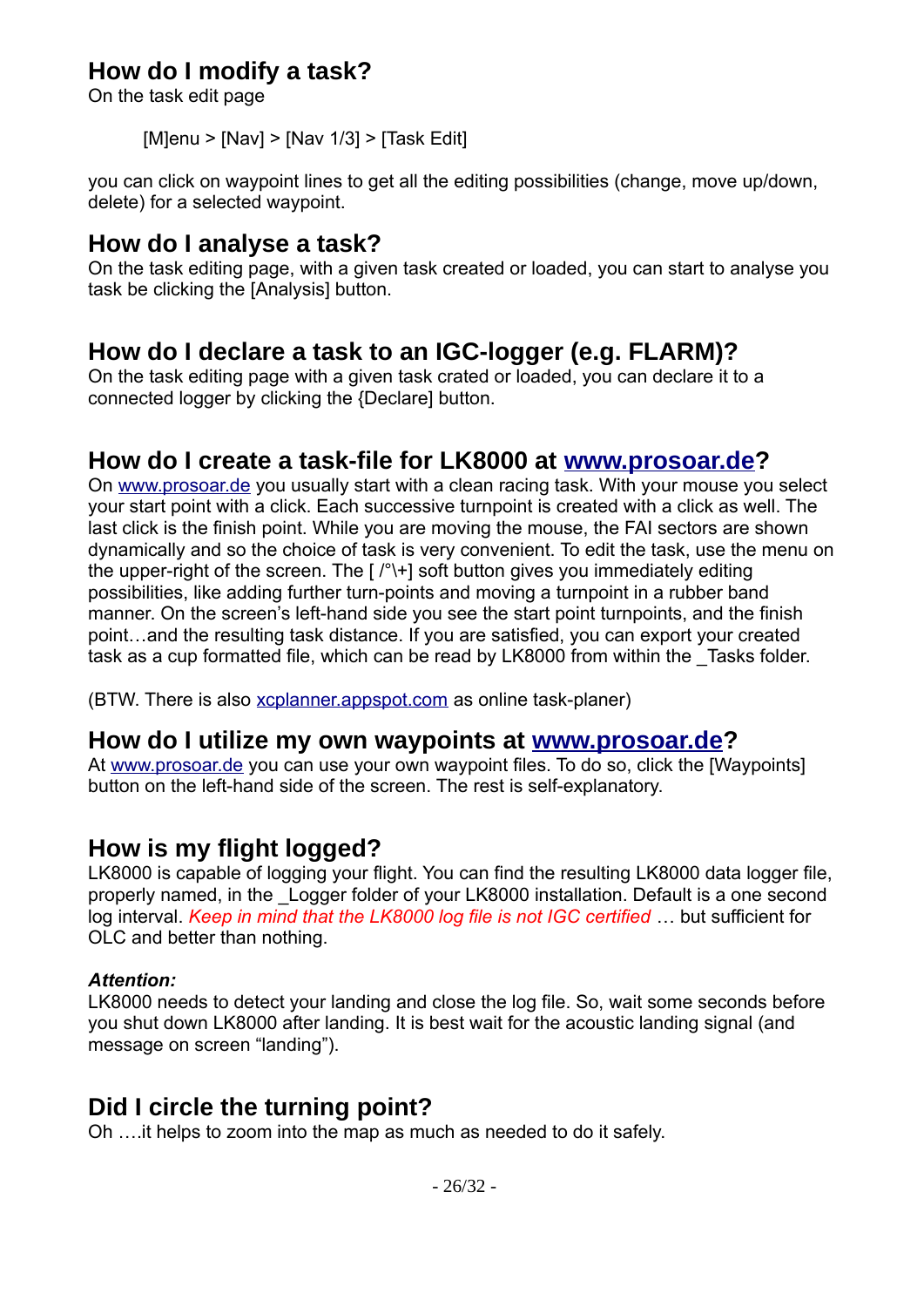## How do I modify a task?

On the task edit page

> [M]enu > [Nav] > [Nav 1/3] > [Task Edit]

you can click on waypoint lines to get all the editing possibilities (change, move up/down, delete) for a selected waypoint.

## How do I analyse a task?

On the task editing page, with a given task created or loaded, you can start to analyse you task be clicking the [Analysis] button.

## How do I declare a task to an IGC-logger (e.g. FLARM)?

On the task editing page with a given task crated or loaded, you can declare it to a connected logger by clicking the {Declare] button.

## How do I create a task-file for LK8000 at [www.prosoar.de](http://www.prosoar.de)?

On [www.prosoar.de](http://www.prosoar.de) you usually start with a clean racing task. With your mouse you select your start point with a click. Each successive turnpoint is created with a click as well. The last click is the finish point. While you are moving the mouse, the FAI sectors are shown dynamically and so the choice of task is very convenient. To edit the task, use the menu on the upper-right of the screen. The [ /°\+] soft button gives you immediately editing possibilities, like adding further turn-points and moving a turnpoint in a rubber band manner. On the screen's left-hand side you see the start point turnpoints, and the finish point…and the resulting task distance. If you are satisfied, you can export your created task as a cup formatted file, which can be read by LK8000 from within the _Tasks folder.

(BTW. There is also [xcplanner.appspot.com](http://xcplanner.appspot.com) as online task-planer)

## How do I utilize my own waypoints at [www.prosoar.de](http://www.prosoar.de)?

At [www.prosoar.de](http://www.prosoar.de) you can use your own waypoint files. To do so, click the [Waypoints] button on the left-hand side of the screen. The rest is self-explanatory.

## How is my flight logged?

LK8000 is capable of logging your flight. You can find the resulting LK8000 data logger file, properly named, in the _Logger folder of your LK8000 installation. Default is a one second log interval. *Keep in mind that the LK8000 log file is not IGC certified* … but sufficient for OLC and better than nothing.

***Attention:***

LK8000 needs to detect your landing and close the log file. So, wait some seconds before you shut down LK8000 after landing. It is best wait for the acoustic landing signal (and message on screen "landing").

## Did I circle the turning point?

Oh ….it helps to zoom into the map as much as needed to do it safely.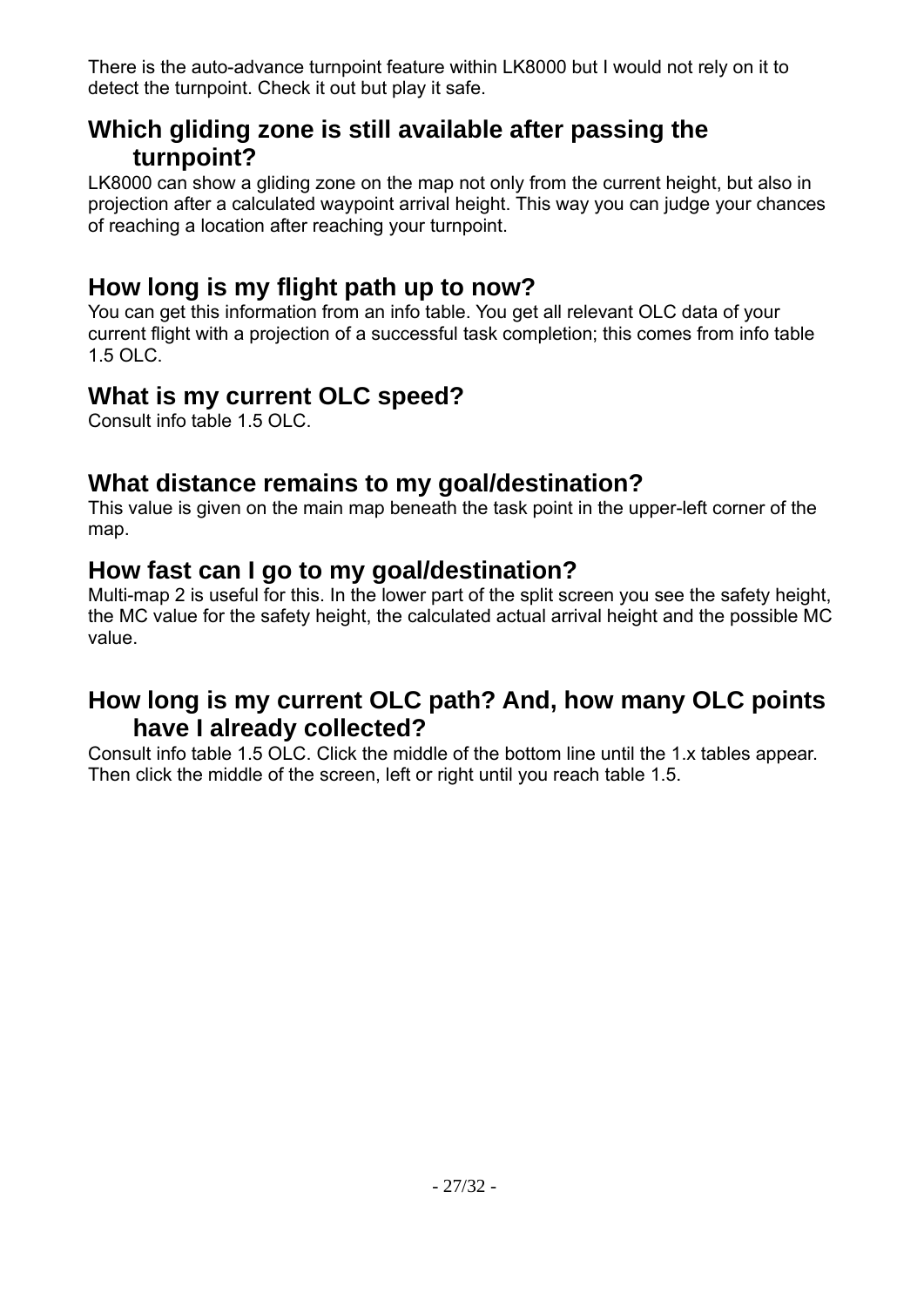There is the auto-advance turnpoint feature within LK8000 but I would not rely on it to detect the turnpoint. Check it out but play it safe.

## Which gliding zone is still available after passing the turnpoint?

LK8000 can show a gliding zone on the map not only from the current height, but also in projection after a calculated waypoint arrival height. This way you can judge your chances of reaching a location after reaching your turnpoint.

## How long is my flight path up to now?

You can get this information from an info table. You get all relevant OLC data of your current flight with a projection of a successful task completion; this comes from info table 1.5 OLC.

## What is my current OLC speed?

Consult info table 1.5 OLC.

## What distance remains to my goal/destination?

This value is given on the main map beneath the task point in the upper-left corner of the map.

## How fast can I go to my goal/destination?

Multi-map 2 is useful for this. In the lower part of the split screen you see the safety height, the MC value for the safety height, the calculated actual arrival height and the possible MC value.

## How long is my current OLC path? And, how many OLC points have I already collected?

Consult info table 1.5 OLC. Click the middle of the bottom line until the 1.x tables appear. Then click the middle of the screen, left or right until you reach table 1.5.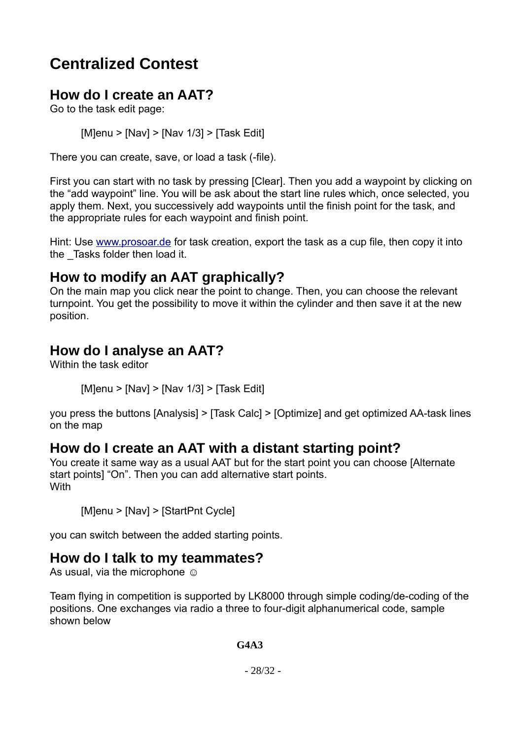# Centralized Contest

## How do I create an AAT?

Go to the task edit page:

[M]enu > [Nav] > [Nav 1/3] > [Task Edit]

There you can create, save, or load a task (-file).

First you can start with no task by pressing [Clear]. Then you add a waypoint by clicking on the "add waypoint" line. You will be ask about the start line rules which, once selected, you apply them. Next, you successively add waypoints until the finish point for the task, and the appropriate rules for each waypoint and finish point.

Hint: Use [www.prosoar.de](http://www.prosoar.de) for task creation, export the task as a cup file, then copy it into the _Tasks folder then load it.

## How to modify an AAT graphically?

On the main map you click near the point to change. Then, you can choose the relevant turnpoint. You get the possibility to move it within the cylinder and then save it at the new position.

## How do I analyse an AAT?

Within the task editor

[M]enu > [Nav] > [Nav 1/3] > [Task Edit]

you press the buttons [Analysis] > [Task Calc] > [Optimize] and get optimized AA-task lines on the map

## How do I create an AAT with a distant starting point?

You create it same way as a usual AAT but for the start point you can choose [Alternate start points] "On". Then you can add alternative start points.
With

[M]enu > [Nav] > [StartPnt Cycle]

you can switch between the added starting points.

## How do I talk to my teammates?

As usual, via the microphone ☺

Team flying in competition is supported by LK8000 through simple coding/de-coding of the positions. One exchanges via radio a three to four-digit alphanumerical code, sample shown below

**G4A3**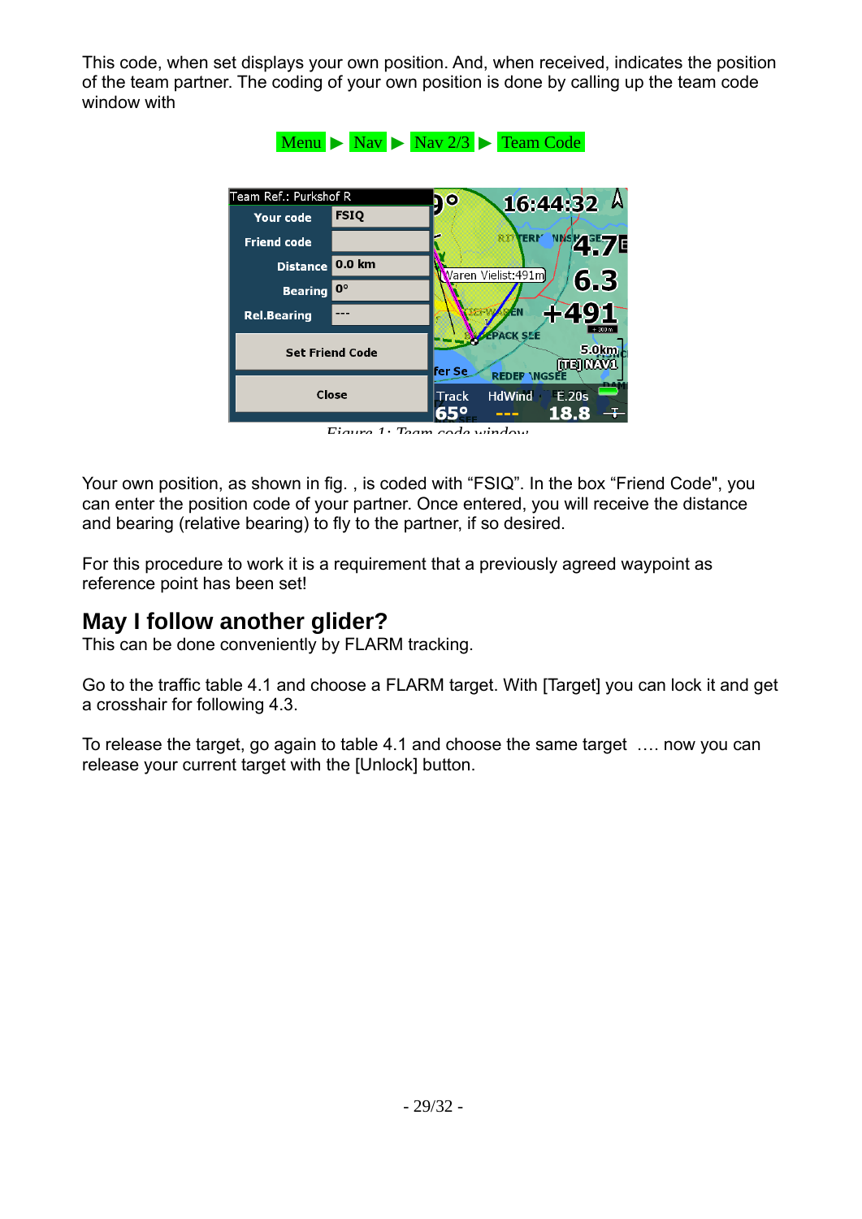This code, when set displays your own position. And, when received, indicates the position of the team partner. The coding of your own position is done by calling up the team code window with

Menu ▶ Nav ▶ Nav 2/3 ▶ Team Code

*Figure 1: Team code window*

Your own position, as shown in fig. , is coded with “FSIQ”. In the box “Friend Code", you can enter the position code of your partner. Once entered, you will receive the distance and bearing (relative bearing) to fly to the partner, if so desired.

For this procedure to work it is a requirement that a previously agreed waypoint as reference point has been set!

## May I follow another glider?

This can be done conveniently by FLARM tracking.

Go to the traffic table 4.1 and choose a FLARM target. With [Target] you can lock it and get a crosshair for following 4.3.

To release the target, go again to table 4.1 and choose the same target …. now you can release your current target with the [Unlock] button.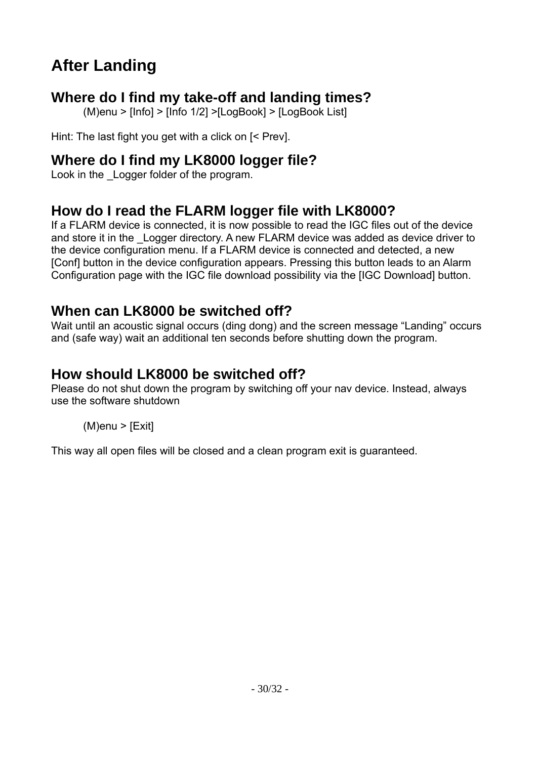# After Landing

## Where do I find my take-off and landing times?

(M)enu > [Info] > [Info 1/2] >[LogBook] > [LogBook List]

Hint: The last fight you get with a click on [< Prev].

## Where do I find my LK8000 logger file?

Look in the _Logger folder of the program.

## How do I read the FLARM logger file with LK8000?

If a FLARM device is connected, it is now possible to read the IGC files out of the device and store it in the _Logger directory. A new FLARM device was added as device driver to the device configuration menu. If a FLARM device is connected and detected, a new [Conf] button in the device configuration appears. Pressing this button leads to an Alarm Configuration page with the IGC file download possibility via the [IGC Download] button.

## When can LK8000 be switched off?

Wait until an acoustic signal occurs (ding dong) and the screen message “Landing” occurs and (safe way) wait an additional ten seconds before shutting down the program.

## How should LK8000 be switched off?

Please do not shut down the program by switching off your nav device. Instead, always use the software shutdown

(M)enu > [Exit]

This way all open files will be closed and a clean program exit is guaranteed.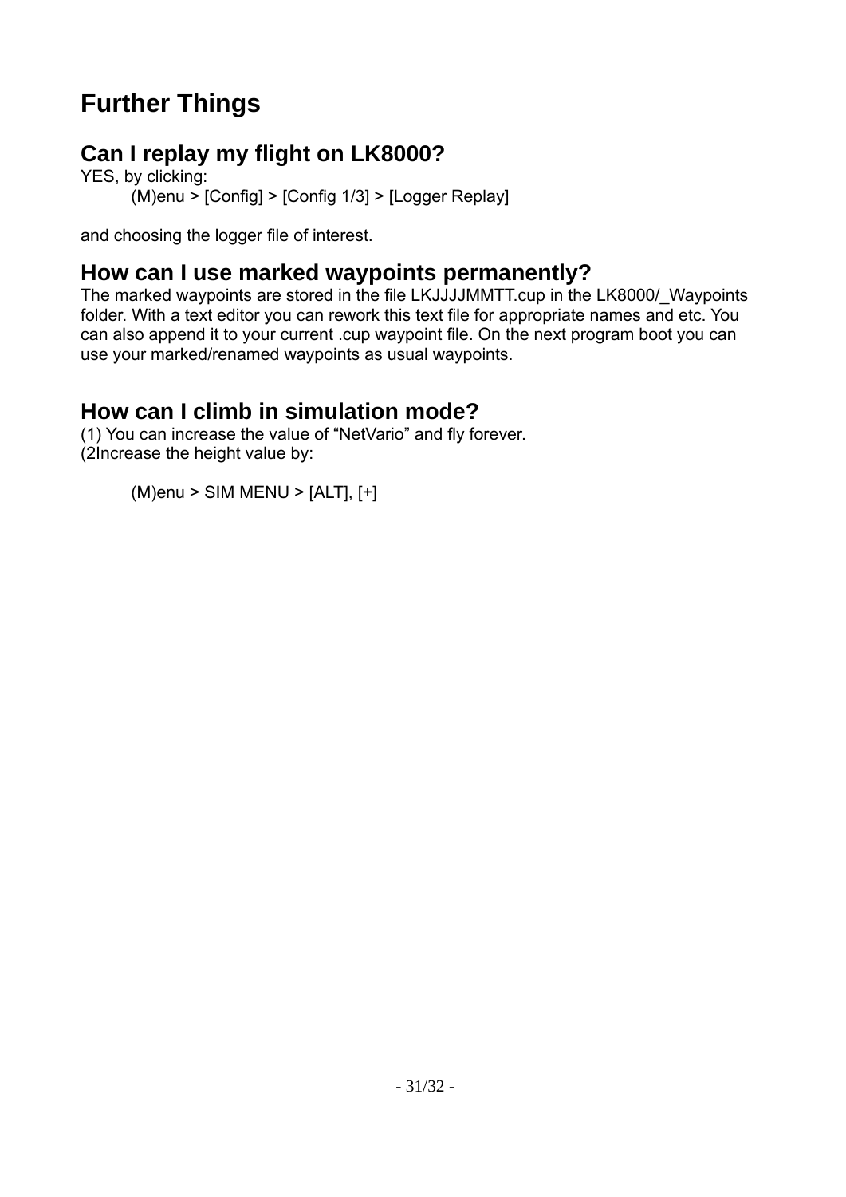# Further Things

## Can I replay my flight on LK8000?

YES, by clicking:

(M)enu > [Config] > [Config 1/3] > [Logger Replay]

and choosing the logger file of interest.

## How can I use marked waypoints permanently?

The marked waypoints are stored in the file LKJJJJMMTT.cup in the LK8000/_Waypoints folder. With a text editor you can rework this text file for appropriate names and etc. You can also append it to your current .cup waypoint file. On the next program boot you can use your marked/renamed waypoints as usual waypoints.

## How can I climb in simulation mode?

(1) You can increase the value of “NetVario” and fly forever.
(2Increase the height value by:

(M)enu > SIM MENU > [ALT], [+]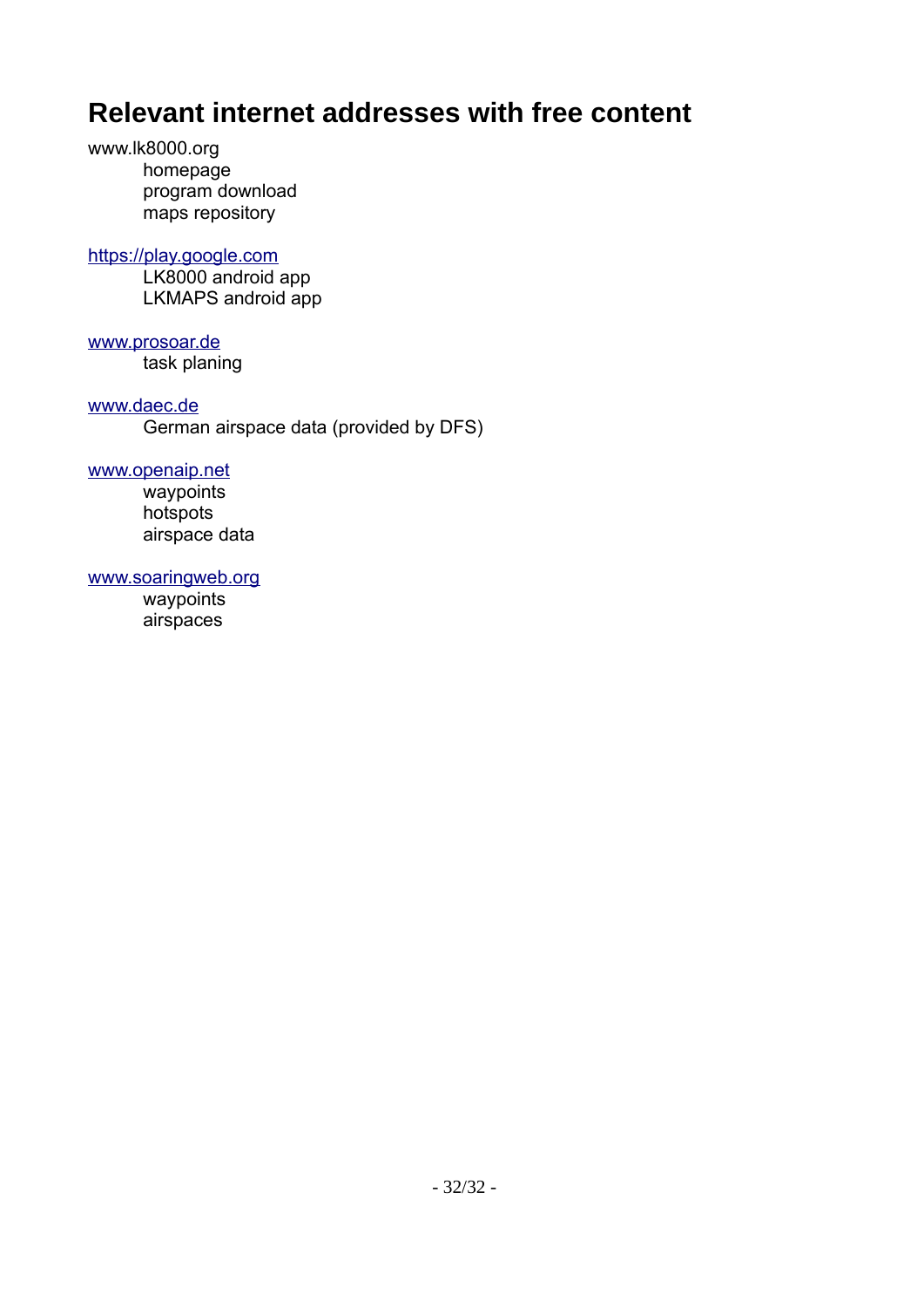# Relevant internet addresses with free content

www.lk8000.org

- homepage
- program download
- maps repository

https://play.google.com

- LK8000 android app
- LKMAPS android app

www.prosoar.de

- task planing

www.daec.de

- German airspace data (provided by DFS)

www.openaip.net

- waypoints
- hotspots
- airspace data

www.soaringweb.org

- waypoints
- airspaces